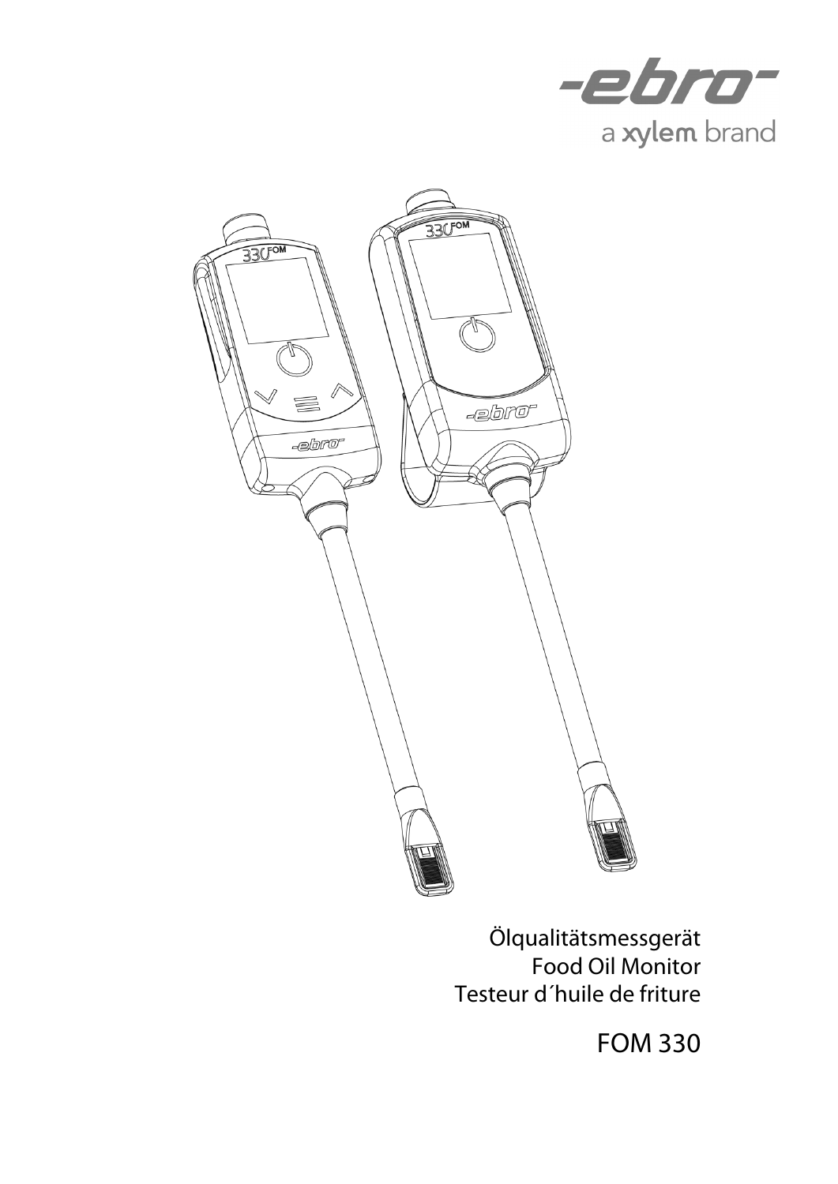-ebro-

a xylem brand

Ölqualitätsmessgerät
Food Oil Monitor
Testeur d´huile de friture

# FOM 330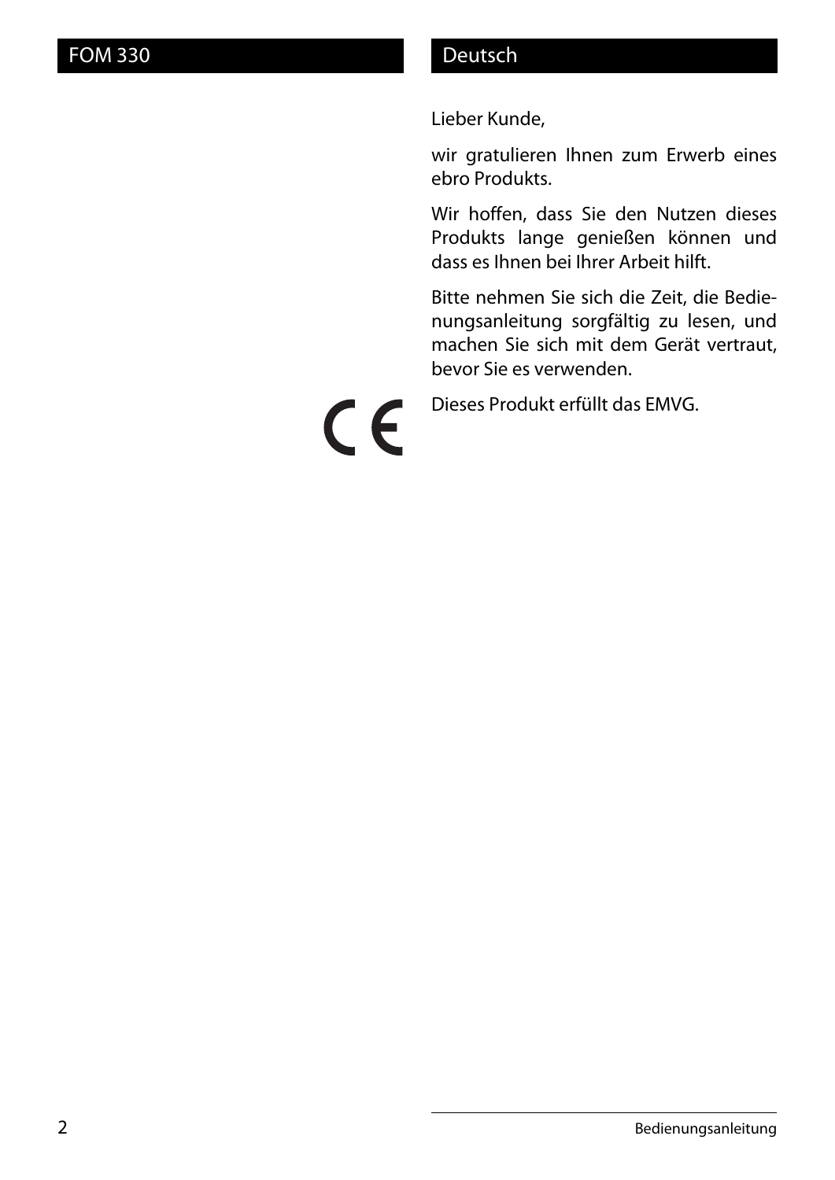# Deutsch

Lieber Kunde,

wir gratulieren Ihnen zum Erwerb eines ebro Produkts.

Wir hoffen, dass Sie den Nutzen dieses Produkts lange genießen können und dass es Ihnen bei Ihrer Arbeit hilft.

Bitte nehmen Sie sich die Zeit, die Bedienungsanleitung sorgfältig zu lesen, und machen Sie sich mit dem Gerät vertraut, bevor Sie es verwenden.

CE

Dieses Produkt erfüllt das EMVG.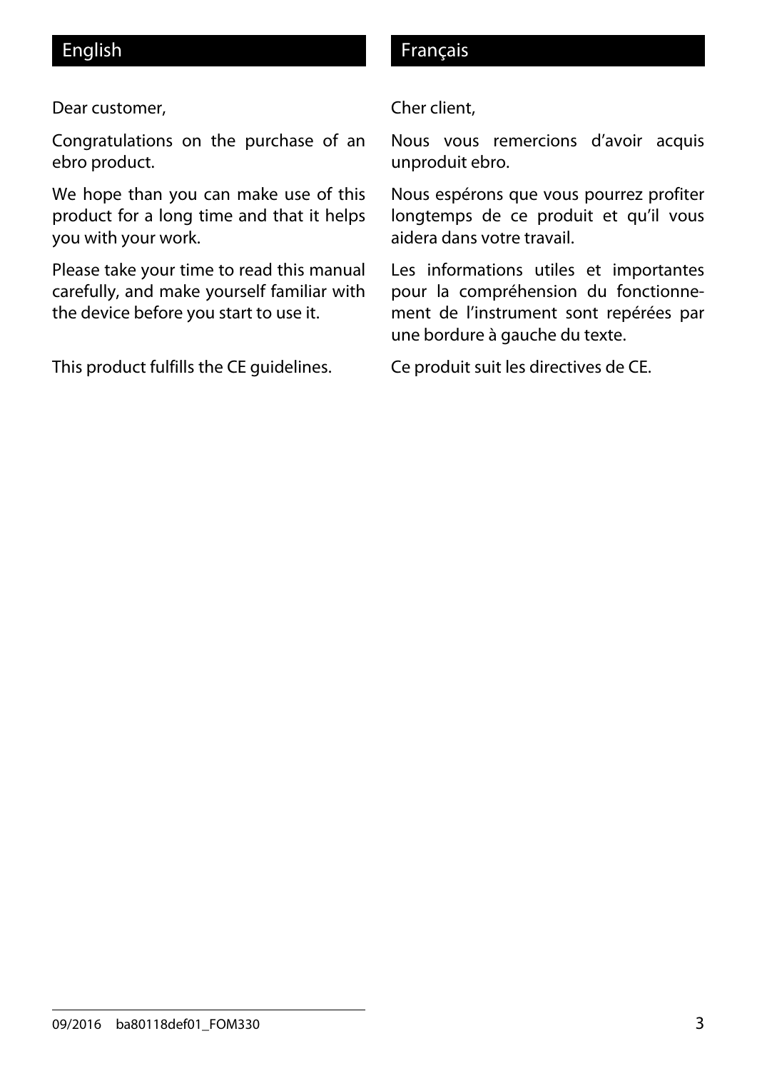## English

Dear customer,

Congratulations on the purchase of an ebro product.

We hope than you can make use of this product for a long time and that it helps you with your work.

Please take your time to read this manual carefully, and make yourself familiar with the device before you start to use it.

This product fulfills the CE guidelines.

## Français

Cher client,

Nous vous remercions d'avoir acquis unproduit ebro.

Nous espérons que vous pourrez profiter longtemps de ce produit et qu'il vous aidera dans votre travail.

Les informations utiles et importantes pour la compréhension du fonctionnement de l'instrument sont repérées par une bordure à gauche du texte.

Ce produit suit les directives de CE.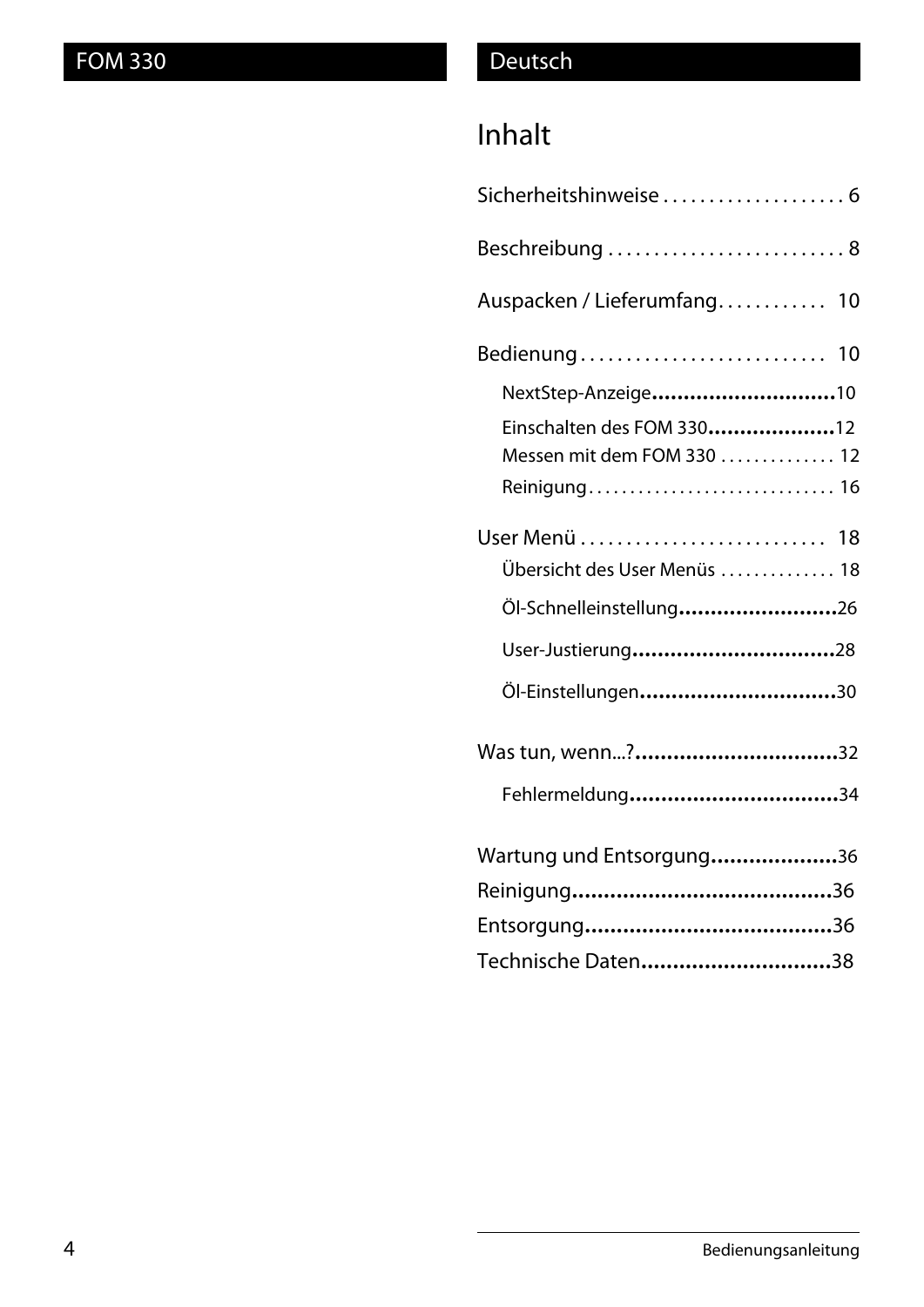# Inhalt

Sicherheitshinweise . . . . . . . . . . . . . . . . . . . . 6

Beschreibung . . . . . . . . . . . . . . . . . . . . . . . . . . 8

Auspacken / Lieferumfang . . . . . . . . . . . . 10

Bedienung . . . . . . . . . . . . . . . . . . . . . . . . . . . 10

- NextStep-Anzeige............................10
- Einschalten des FOM 330....................12
- Messen mit dem FOM 330 . . . . . . . . . . . . . 12
- Reinigung . . . . . . . . . . . . . . . . . . . . . . . . . . . . . 16

User Menü . . . . . . . . . . . . . . . . . . . . . . . . . . . 18

- Übersicht des User Menüs . . . . . . . . . . . . . 18
- Öl-Schnelleinstellung.........................26
- User-Justierung...............................28
- Öl-Einstellungen..............................30

Was tun, wenn...?................................32

- Fehlermeldung................................34

Wartung und Entsorgung....................36

Reinigung........................................36

Entsorgung.......................................36

Technische Daten.............................38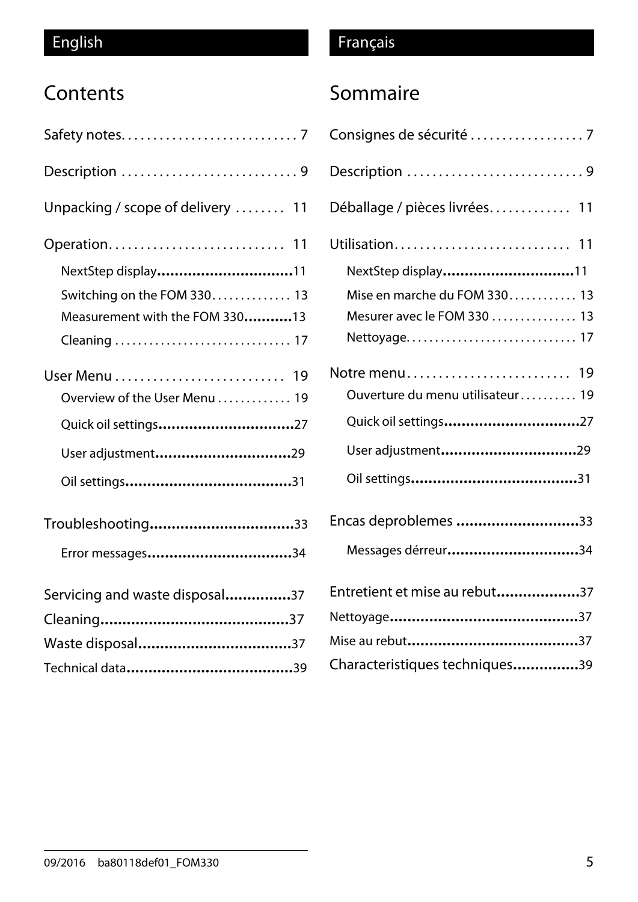English

# Contents

Safety notes. . . . . . . . . . . . . . . . . . . . . . . . . . . . 7

Description . . . . . . . . . . . . . . . . . . . . . . . . . . . . 9

Unpacking / scope of delivery . . . . . . . . 11

Operation. . . . . . . . . . . . . . . . . . . . . . . . . . . . 11

- NextStep display..............................11
- Switching on the FOM 330. . . . . . . . . . . . . 13
- Measurement with the FOM 330...........13
- Cleaning . . . . . . . . . . . . . . . . . . . . . . . . . . . . . . 17

User Menu . . . . . . . . . . . . . . . . . . . . . . . . . . . 19

- Overview of the User Menu . . . . . . . . . . . . 19
- Quick oil settings..............................27
- User adjustment..............................29
- Oil settings.....................................31

Troubleshooting................................33

- Error messages.................................34

Servicing and waste disposal...............37

Cleaning..........................................37

Waste disposal..................................37

Technical data....................................39

Français

# Sommaire

Consignes de sécurité . . . . . . . . . . . . . . . . . . 7

Description . . . . . . . . . . . . . . . . . . . . . . . . . . . . 9

Déballage / pièces livrées. . . . . . . . . . . . . 11

Utilisation. . . . . . . . . . . . . . . . . . . . . . . . . . . . 11

- NextStep display.............................11
- Mise en marche du FOM 330. . . . . . . . . . . . 13
- Mesurer avec le FOM 330 . . . . . . . . . . . . . . 13
- Nettoyage. . . . . . . . . . . . . . . . . . . . . . . . . . . . . 17

Notre menu. . . . . . . . . . . . . . . . . . . . . . . . . . 19

- Ouverture du menu utilisateur . . . . . . . . . 19
- Quick oil settings..............................27
- User adjustment..............................29
- Oil settings.....................................31

Encas deproblemes ...........................33

- Messages dérreur.............................34

Entretient et mise au rebut..................37

Nettoyage..........................................37

Mise au rebut......................................37

Characteristiques techniques..............39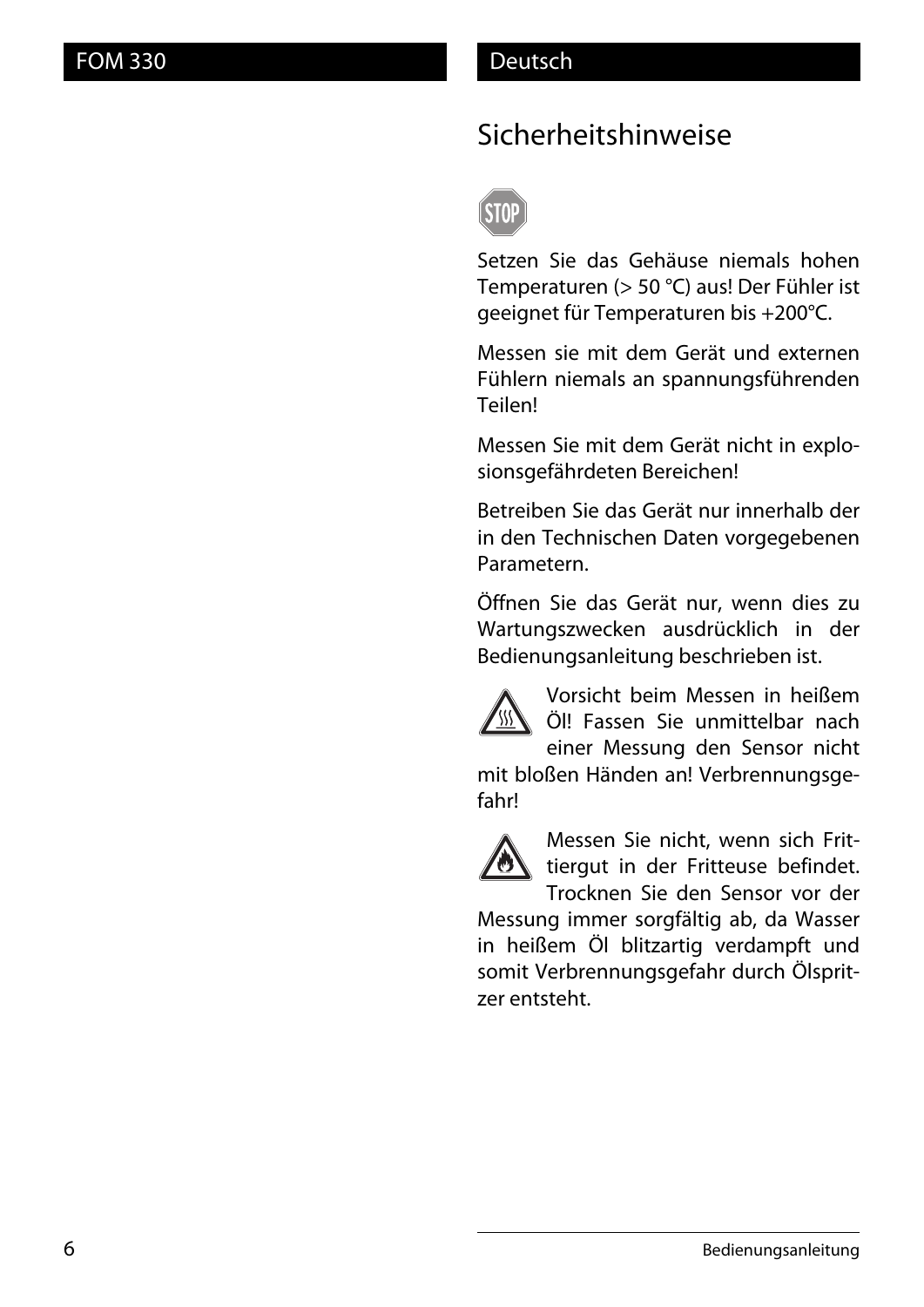# Sicherheitshinweise

Setzen Sie das Gehäuse niemals hohen Temperaturen (> 50 °C) aus! Der Fühler ist geeignet für Temperaturen bis +200°C.

Messen sie mit dem Gerät und externen Fühlern niemals an spannungsführenden Teilen!

Messen Sie mit dem Gerät nicht in explosionsgefährdeten Bereichen!

Betreiben Sie das Gerät nur innerhalb der in den Technischen Daten vorgegebenen Parametern.

Öffnen Sie das Gerät nur, wenn dies zu Wartungszwecken ausdrücklich in der Bedienungsanleitung beschrieben ist.

Vorsicht beim Messen in heißem Öl! Fassen Sie unmittelbar nach einer Messung den Sensor nicht mit bloßen Händen an! Verbrennungsgefahr!

Messen Sie nicht, wenn sich Frittiergut in der Fritteuse befindet. Trocknen Sie den Sensor vor der Messung immer sorgfältig ab, da Wasser in heißem Öl blitzartig verdampft und somit Verbrennungsgefahr durch Ölspritzer entsteht.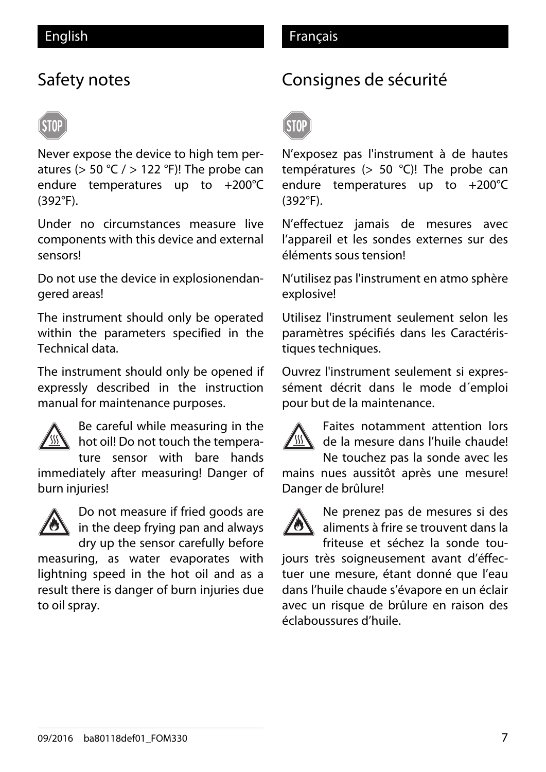English

# Safety notes

Never expose the device to high tem peratures (> 50 °C / > 122 °F)! The probe can endure temperatures up to +200°C (392°F).

Under no circumstances measure live components with this device and external sensors!

Do not use the device in explosionendangered areas!

The instrument should only be operated within the parameters specified in the Technical data.

The instrument should only be opened if expressly described in the instruction manual for maintenance purposes.

Be careful while measuring in the hot oil! Do not touch the temperature sensor with bare hands immediately after measuring! Danger of burn injuries!

Do not measure if fried goods are in the deep frying pan and always dry up the sensor carefully before measuring, as water evaporates with lightning speed in the hot oil and as a result there is danger of burn injuries due to oil spray.

Français

# Consignes de sécurité

N'exposez pas l'instrument à de hautes températures (> 50 °C)! The probe can endure temperatures up to +200°C (392°F).

N'effectuez jamais de mesures avec l'appareil et les sondes externes sur des éléments sous tension!

N'utilisez pas l'instrument en atmo sphère explosive!

Utilisez l'instrument seulement selon les paramètres spécifiés dans les Caractéristiques techniques.

Ouvrez l'instrument seulement si expressément décrit dans le mode d´emploi pour but de la maintenance.

Faites notamment attention lors de la mesure dans l'huile chaude! Ne touchez pas la sonde avec les mains nues aussitôt après une mesure! Danger de brûlure!

Ne prenez pas de mesures si des aliments à frire se trouvent dans la friteuse et séchez la sonde toujours très soigneusement avant d'éffectuer une mesure, étant donné que l'eau dans l'huile chaude s'évapore en un éclair avec un risque de brûlure en raison des éclaboussures d'huile.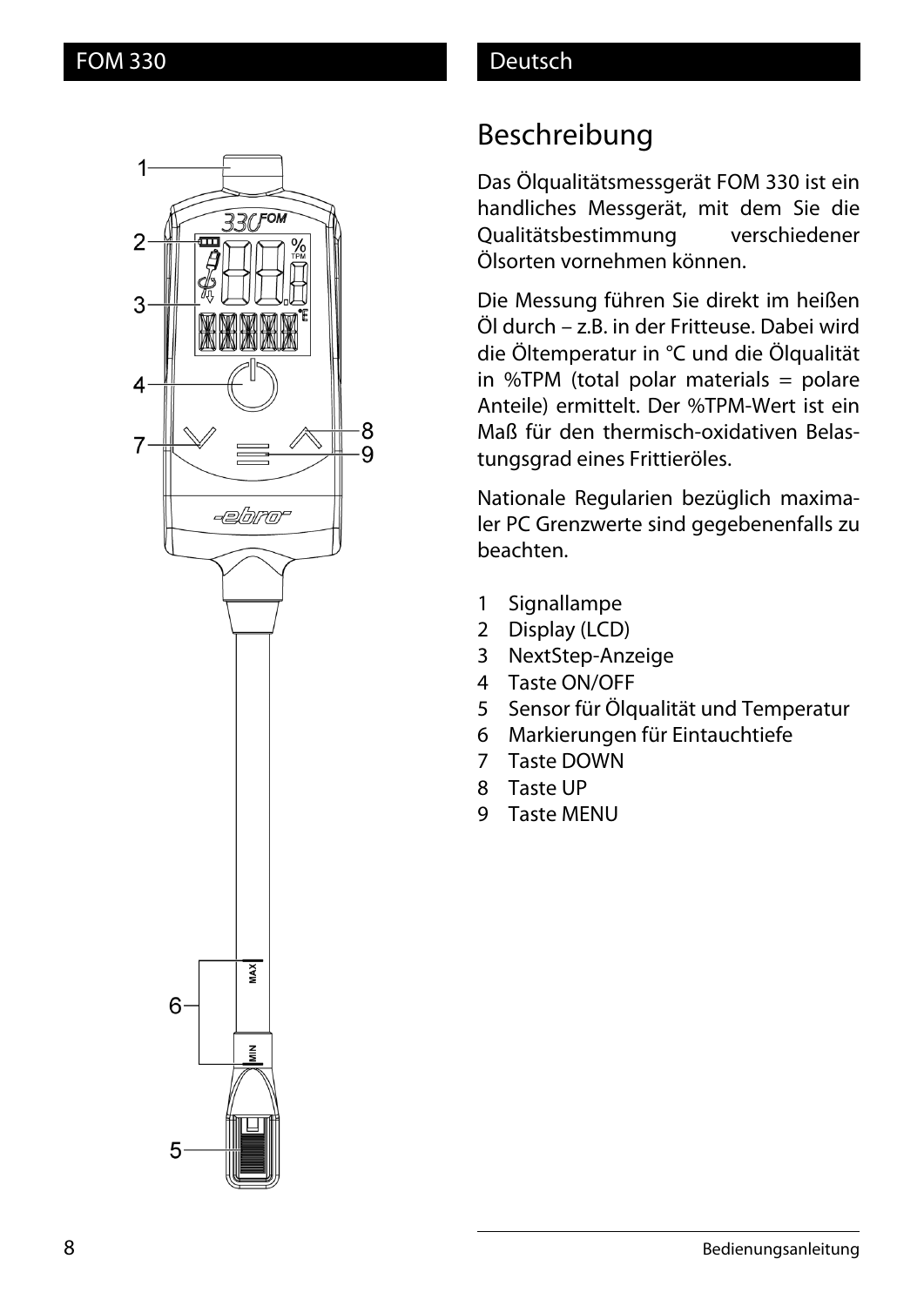# Beschreibung

Das Ölqualitätsmessgerät FOM 330 ist ein handliches Messgerät, mit dem Sie die Qualitätsbestimmung verschiedener Ölsorten vornehmen können.

Die Messung führen Sie direkt im heißen Öl durch – z.B. in der Fritteuse. Dabei wird die Öltemperatur in °C und die Ölqualität in %TPM (total polar materials = polare Anteile) ermittelt. Der %TPM-Wert ist ein Maß für den thermisch-oxidativen Belastungsgrad eines Frittieröles.

Nationale Regularien bezüglich maximaler PC Grenzwerte sind gegebenenfalls zu beachten.

1 Signallampe
2 Display (LCD)
3 NextStep-Anzeige
4 Taste ON/OFF
5 Sensor für Ölqualität und Temperatur
6 Markierungen für Eintauchtiefe
7 Taste DOWN
8 Taste UP
9 Taste MENU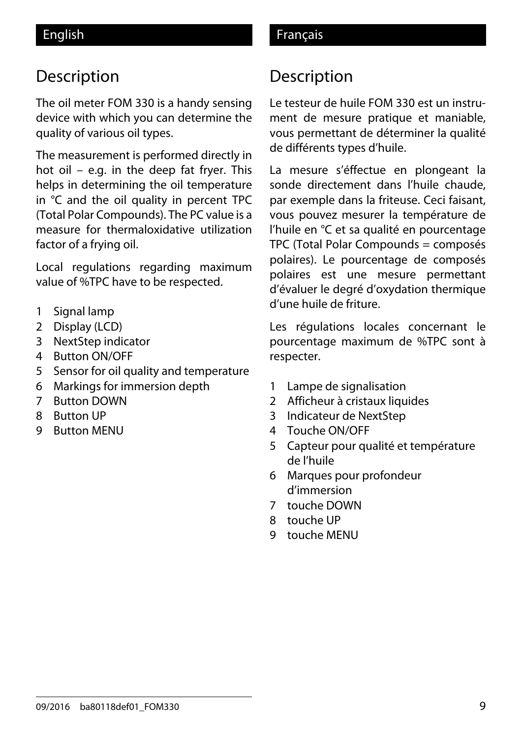English

# Description

The oil meter FOM 330 is a handy sensing device with which you can determine the quality of various oil types.

The measurement is performed directly in hot oil – e.g. in the deep fat fryer. This helps in determining the oil temperature in °C and the oil quality in percent TPC (Total Polar Compounds). The PC value is a measure for thermaloxidative utilization factor of a frying oil.

Local regulations regarding maximum value of %TPC have to be respected.

1 Signal lamp
2 Display (LCD)
3 NextStep indicator
4 Button ON/OFF
5 Sensor for oil quality and temperature
6 Markings for immersion depth
7 Button DOWN
8 Button UP
9 Button MENU

Français

# Description

Le testeur de huile FOM 330 est un instrument de mesure pratique et maniable, vous permettant de déterminer la qualité de différents types d'huile.

La mesure s'éffectue en plongeant la sonde directement dans l'huile chaude, par exemple dans la friteuse. Ceci faisant, vous pouvez mesurer la température de l'huile en °C et sa qualité en pourcentage TPC (Total Polar Compounds = composés polaires). Le pourcentage de composés polaires est une mesure permettant d'évaluer le degré d'oxydation thermique d'une huile de friture.

Les régulations locales concernant le pourcentage maximum de %TPC sont à respecter.

1 Lampe de signalisation
2 Afficheur à cristaux liquides
3 Indicateur de NextStep
4 Touche ON/OFF
5 Capteur pour qualité et température de l'huile
6 Marques pour profondeur d'immersion
7 touche DOWN
8 touche UP
9 touche MENU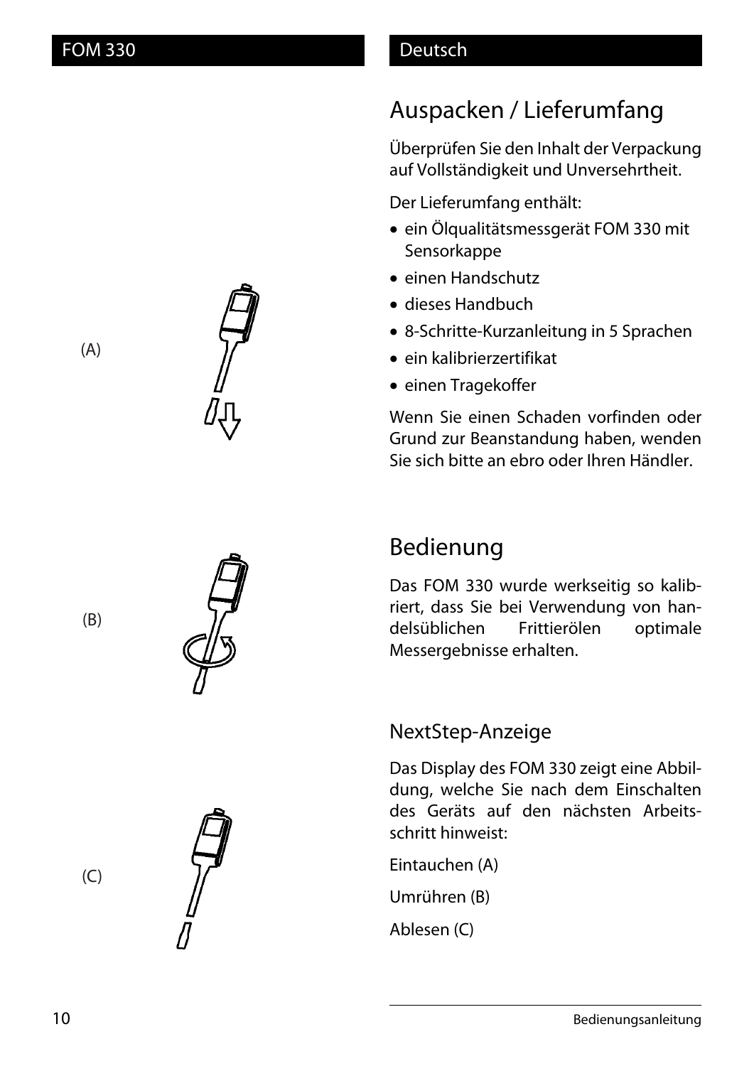## Auspacken / Lieferumfang

Überprüfen Sie den Inhalt der Verpackung auf Vollständigkeit und Unversehrtheit.

Der Lieferumfang enthält:

- ein Ölqualitätsmessgerät FOM 330 mit Sensorkappe
- einen Handschutz
- dieses Handbuch
- 8-Schritte-Kurzanleitung in 5 Sprachen
- ein kalibrierzertifikat
- einen Tragekoffer

Wenn Sie einen Schaden vorfinden oder Grund zur Beanstandung haben, wenden Sie sich bitte an ebro oder Ihren Händler.

## Bedienung

Das FOM 330 wurde werkseitig so kalibriert, dass Sie bei Verwendung von handelsüblichen Frittierölen optimale Messergebnisse erhalten.

### NextStep-Anzeige

Das Display des FOM 330 zeigt eine Abbildung, welche Sie nach dem Einschalten des Geräts auf den nächsten Arbeitsschritt hinweist:

Eintauchen (A)

Umrühren (B)

Ablesen (C)

(A)

(B)

(C)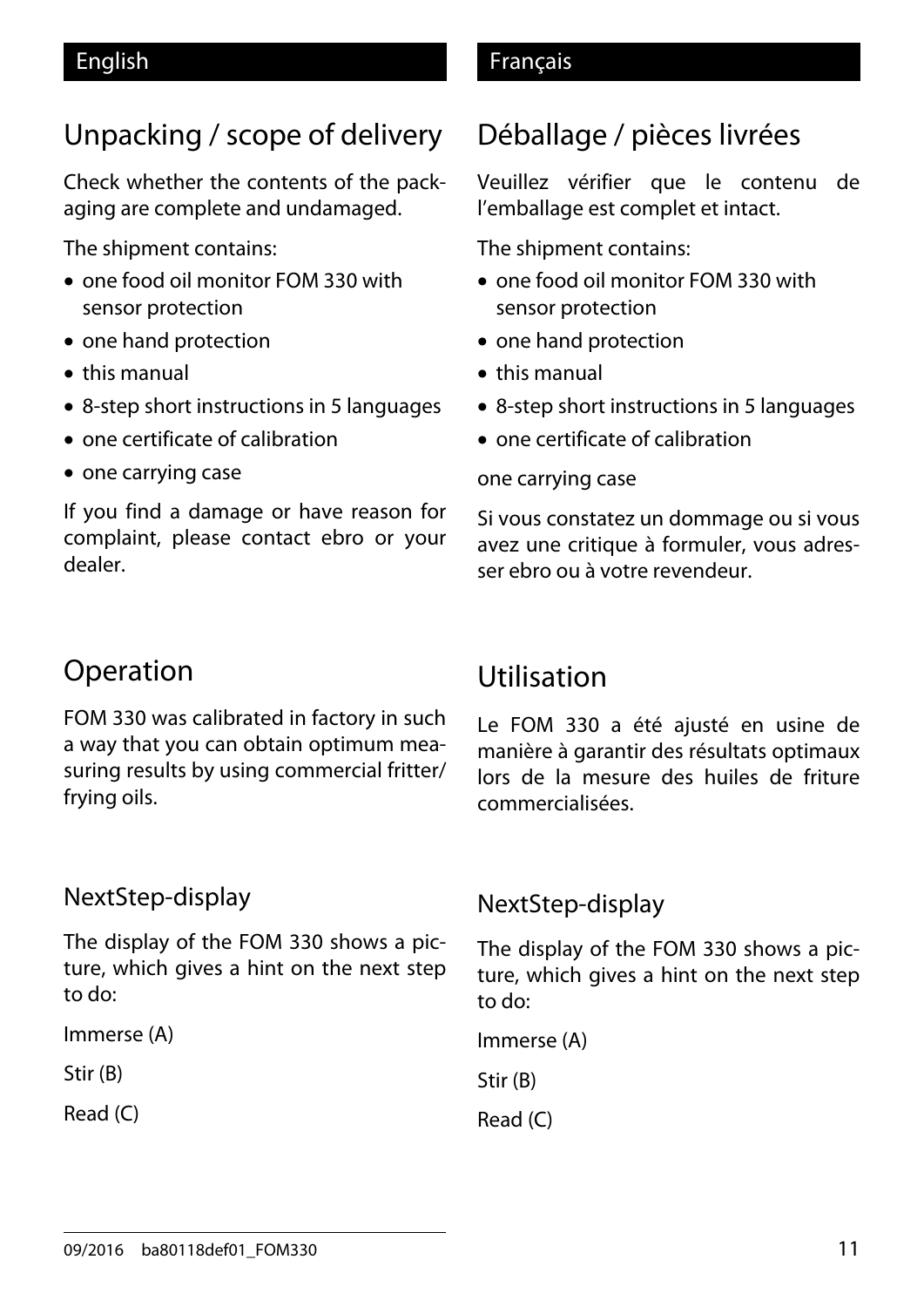English

# Unpacking / scope of delivery

Check whether the contents of the packaging are complete and undamaged.

The shipment contains:

- one food oil monitor FOM 330 with sensor protection
- one hand protection
- this manual
- 8-step short instructions in 5 languages
- one certificate of calibration
- one carrying case

If you find a damage or have reason for complaint, please contact ebro or your dealer.

# Operation

FOM 330 was calibrated in factory in such a way that you can obtain optimum measuring results by using commercial fritter/ frying oils.

## NextStep-display

The display of the FOM 330 shows a picture, which gives a hint on the next step to do:

Immerse (A)

Stir (B)

Read (C)

Français

# Déballage / pièces livrées

Veuillez vérifier que le contenu de l'emballage est complet et intact.

The shipment contains:

- one food oil monitor FOM 330 with sensor protection
- one hand protection
- this manual
- 8-step short instructions in 5 languages
- one certificate of calibration

one carrying case

Si vous constatez un dommage ou si vous avez une critique à formuler, vous adresser ebro ou à votre revendeur.

# Utilisation

Le FOM 330 a été ajusté en usine de manière à garantir des résultats optimaux lors de la mesure des huiles de friture commercialisées.

## NextStep-display

The display of the FOM 330 shows a picture, which gives a hint on the next step to do:

Immerse (A)

Stir (B)

Read (C)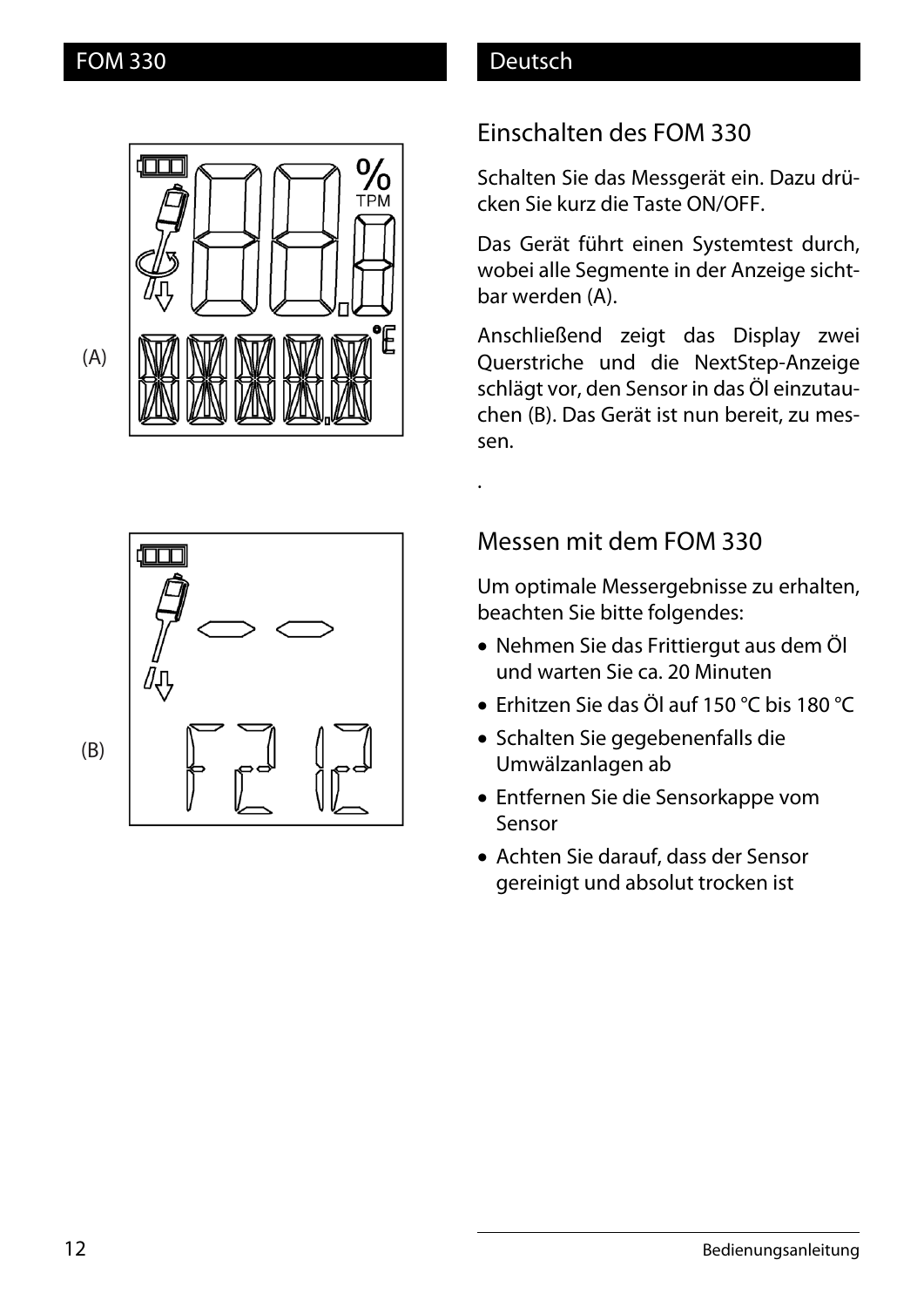(A)

(B)

## Einschalten des FOM 330

Schalten Sie das Messgerät ein. Dazu drücken Sie kurz die Taste ON/OFF.

Das Gerät führt einen Systemtest durch, wobei alle Segmente in der Anzeige sichtbar werden (A).

Anschließend zeigt das Display zwei Querstriche und die NextStep-Anzeige schlägt vor, den Sensor in das Öl einzutauchen (B). Das Gerät ist nun bereit, zu messen.

.

## Messen mit dem FOM 330

Um optimale Messergebnisse zu erhalten, beachten Sie bitte folgendes:

- Nehmen Sie das Frittiergut aus dem Öl und warten Sie ca. 20 Minuten
- Erhitzen Sie das Öl auf 150 °C bis 180 °C
- Schalten Sie gegebenenfalls die Umwälzanlagen ab
- Entfernen Sie die Sensorkappe vom Sensor
- Achten Sie darauf, dass der Sensor gereinigt und absolut trocken ist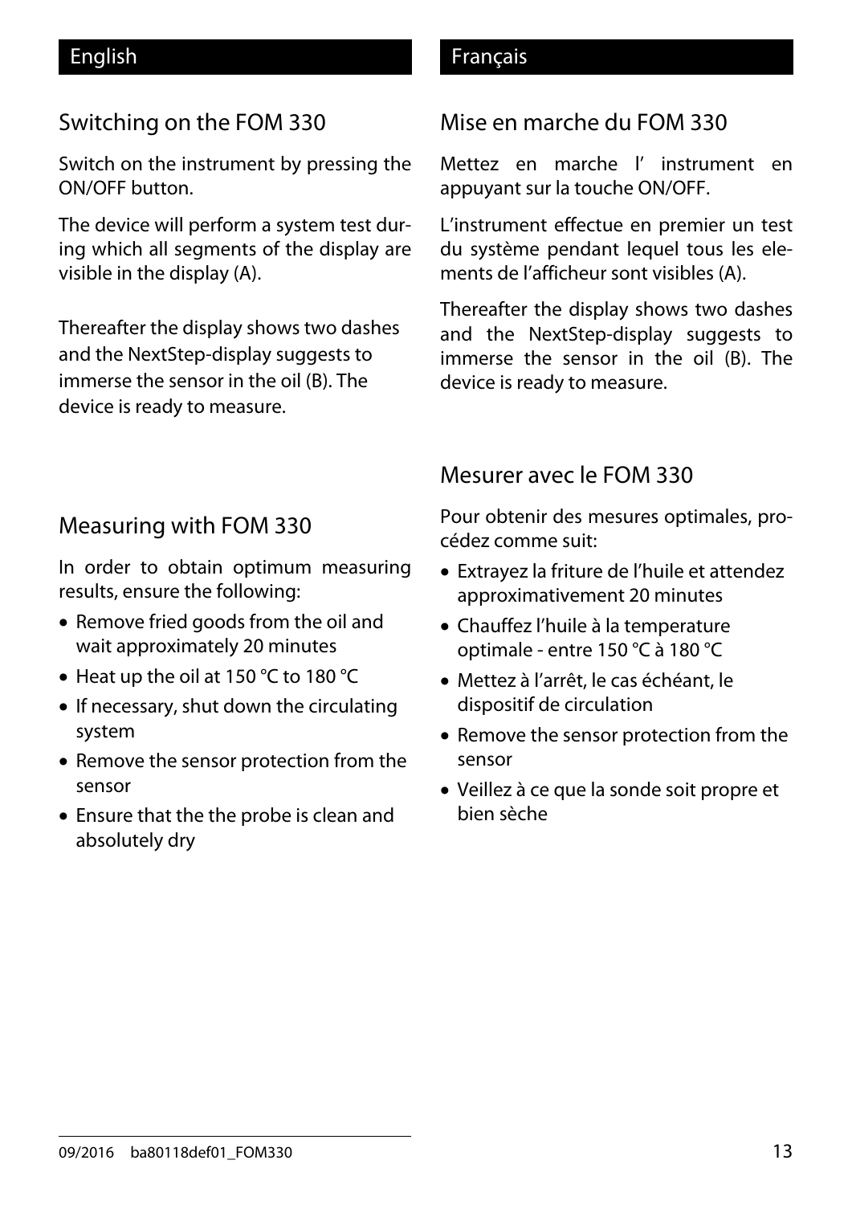## English

### Switching on the FOM 330

Switch on the instrument by pressing the ON/OFF button.

The device will perform a system test during which all segments of the display are visible in the display (A).

Thereafter the display shows two dashes and the NextStep-display suggests to immerse the sensor in the oil (B). The device is ready to measure.

### Measuring with FOM 330

In order to obtain optimum measuring results, ensure the following:

- Remove fried goods from the oil and wait approximately 20 minutes
- Heat up the oil at 150 °C to 180 °C
- If necessary, shut down the circulating system
- Remove the sensor protection from the sensor
- Ensure that the the probe is clean and absolutely dry

## Français

### Mise en marche du FOM 330

Mettez en marche l' instrument en appuyant sur la touche ON/OFF.

L'instrument effectue en premier un test du système pendant lequel tous les elements de l'afficheur sont visibles (A).

Thereafter the display shows two dashes and the NextStep-display suggests to immerse the sensor in the oil (B). The device is ready to measure.

### Mesurer avec le FOM 330

Pour obtenir des mesures optimales, procédez comme suit:

- Extrayez la friture de l'huile et attendez approximativement 20 minutes
- Chauffez l'huile à la temperature optimale - entre 150 °C à 180 °C
- Mettez à l'arrêt, le cas échéant, le dispositif de circulation
- Remove the sensor protection from the sensor
- Veillez à ce que la sonde soit propre et bien sèche

09/2016 ba80118def01_FOM330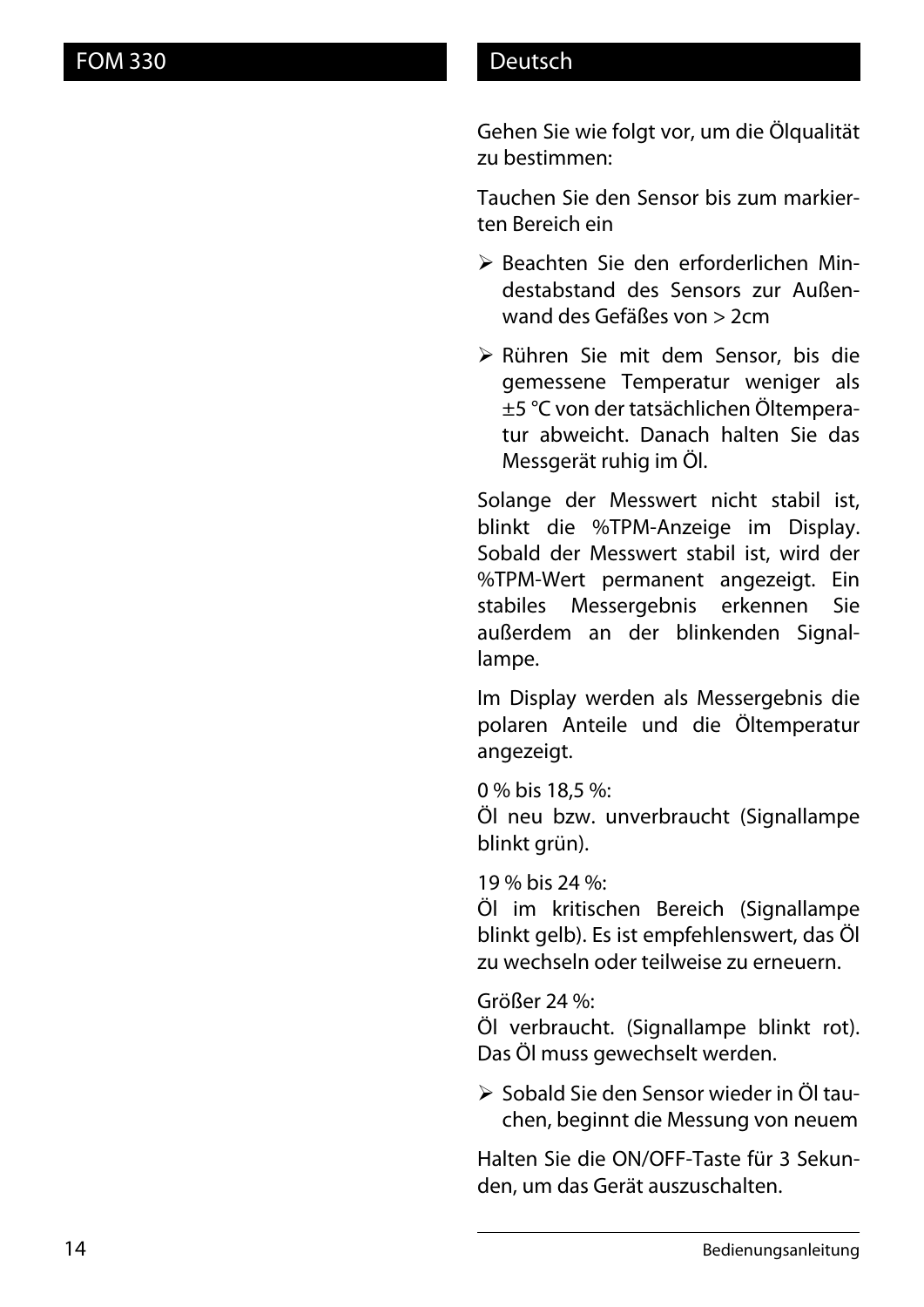Gehen Sie wie folgt vor, um die Ölqualität zu bestimmen:

Tauchen Sie den Sensor bis zum markierten Bereich ein

- Beachten Sie den erforderlichen Mindestabstand des Sensors zur Außenwand des Gefäßes von > 2cm
- Rühren Sie mit dem Sensor, bis die gemessene Temperatur weniger als ±5 °C von der tatsächlichen Öltemperatur abweicht. Danach halten Sie das Messgerät ruhig im Öl.

Solange der Messwert nicht stabil ist, blinkt die %TPM-Anzeige im Display. Sobald der Messwert stabil ist, wird der %TPM-Wert permanent angezeigt. Ein stabiles Messergebnis erkennen Sie außerdem an der blinkenden Signallampe.

Im Display werden als Messergebnis die polaren Anteile und die Öltemperatur angezeigt.

0 % bis 18,5 %:
Öl neu bzw. unverbraucht (Signallampe blinkt grün).

19 % bis 24 %:
Öl im kritischen Bereich (Signallampe blinkt gelb). Es ist empfehlenswert, das Öl zu wechseln oder teilweise zu erneuern.

Größer 24 %:
Öl verbraucht. (Signallampe blinkt rot). Das Öl muss gewechselt werden.

- Sobald Sie den Sensor wieder in Öl tauchen, beginnt die Messung von neuem

Halten Sie die ON/OFF-Taste für 3 Sekunden, um das Gerät auszuschalten.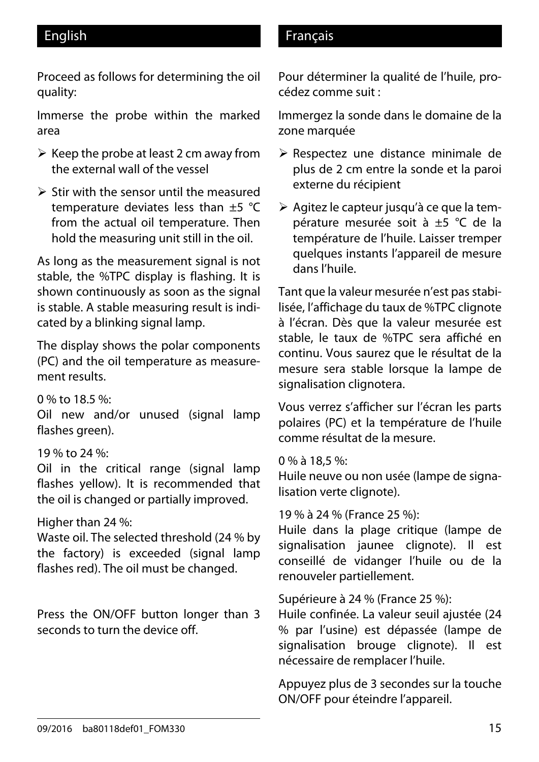## English

Proceed as follows for determining the oil quality:

Immerse the probe within the marked area

- Keep the probe at least 2 cm away from the external wall of the vessel
- Stir with the sensor until the measured temperature deviates less than ±5 °C from the actual oil temperature. Then hold the measuring unit still in the oil.

As long as the measurement signal is not stable, the %TPC display is flashing. It is shown continuously as soon as the signal is stable. A stable measuring result is indicated by a blinking signal lamp.

The display shows the polar components (PC) and the oil temperature as measurement results.

0 % to 18.5 %:
Oil new and/or unused (signal lamp flashes green).

19 % to 24 %:
Oil in the critical range (signal lamp flashes yellow). It is recommended that the oil is changed or partially improved.

Higher than 24 %:
Waste oil. The selected threshold (24 % by the factory) is exceeded (signal lamp flashes red). The oil must be changed.

Press the ON/OFF button longer than 3 seconds to turn the device off.

## Français

Pour déterminer la qualité de l'huile, procédez comme suit :

Immergez la sonde dans le domaine de la zone marquée

- Respectez une distance minimale de plus de 2 cm entre la sonde et la paroi externe du récipient
- Agitez le capteur jusqu'à ce que la température mesurée soit à ±5 °C de la température de l'huile. Laisser tremper quelques instants l'appareil de mesure dans l'huile.

Tant que la valeur mesurée n'est pas stabilisée, l'affichage du taux de %TPC clignote à l'écran. Dès que la valeur mesurée est stable, le taux de %TPC sera affiché en continu. Vous saurez que le résultat de la mesure sera stable lorsque la lampe de signalisation clignotera.

Vous verrez s'afficher sur l'écran les parts polaires (PC) et la température de l'huile comme résultat de la mesure.

0 % à 18,5 %:
Huile neuve ou non usée (lampe de signalisation verte clignote).

19 % à 24 % (France 25 %):
Huile dans la plage critique (lampe de signalisation jaunee clignote). Il est conseillé de vidanger l'huile ou de la renouveler partiellement.

Supérieure à 24 % (France 25 %):
Huile confinée. La valeur seuil ajustée (24 % par l'usine) est dépassée (lampe de signalisation brouge clignote). Il est nécessaire de remplacer l'huile.

Appuyez plus de 3 secondes sur la touche ON/OFF pour éteindre l'appareil.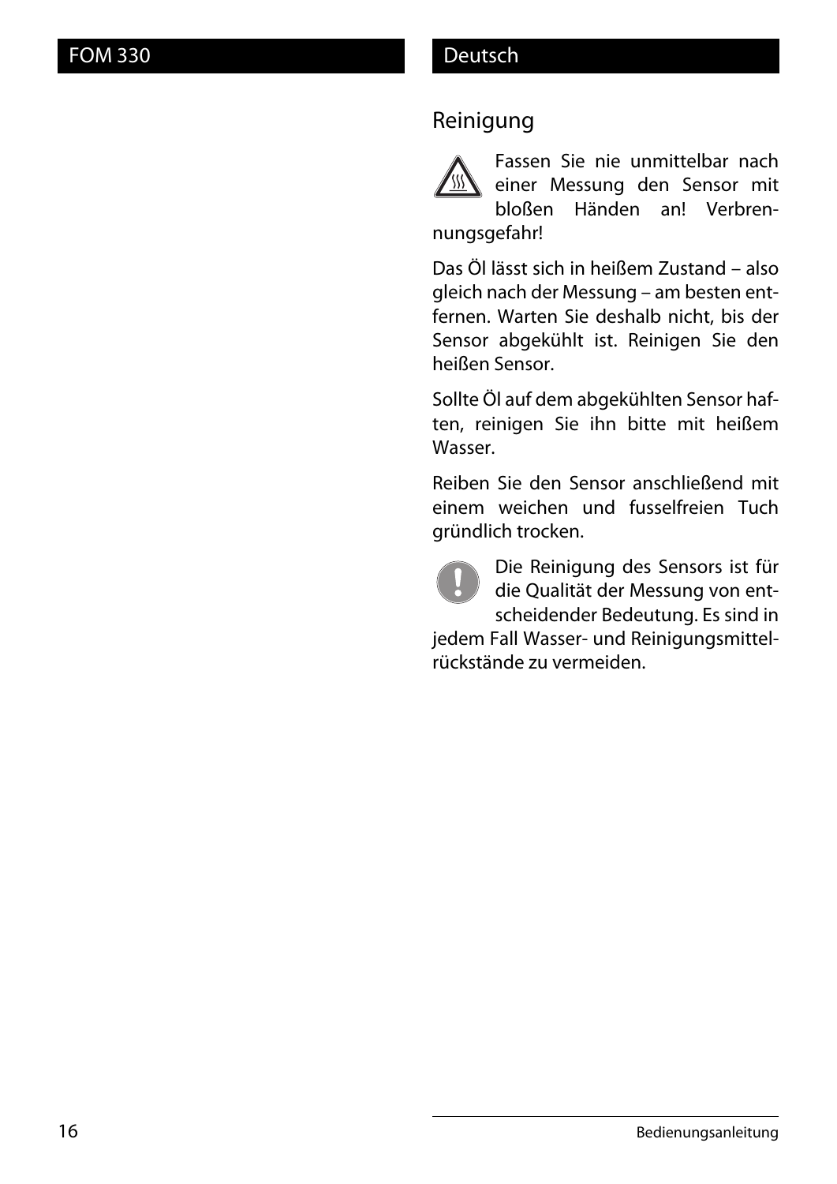## Reinigung

Fassen Sie nie unmittelbar nach einer Messung den Sensor mit bloßen Händen an! Verbrennungsgefahr!

Das Öl lässt sich in heißem Zustand – also gleich nach der Messung – am besten entfernen. Warten Sie deshalb nicht, bis der Sensor abgekühlt ist. Reinigen Sie den heißen Sensor.

Sollte Öl auf dem abgekühlten Sensor haften, reinigen Sie ihn bitte mit heißem Wasser.

Reiben Sie den Sensor anschließend mit einem weichen und fusselfreien Tuch gründlich trocken.

Die Reinigung des Sensors ist für die Qualität der Messung von entscheidender Bedeutung. Es sind in jedem Fall Wasser- und Reinigungsmittelrückstände zu vermeiden.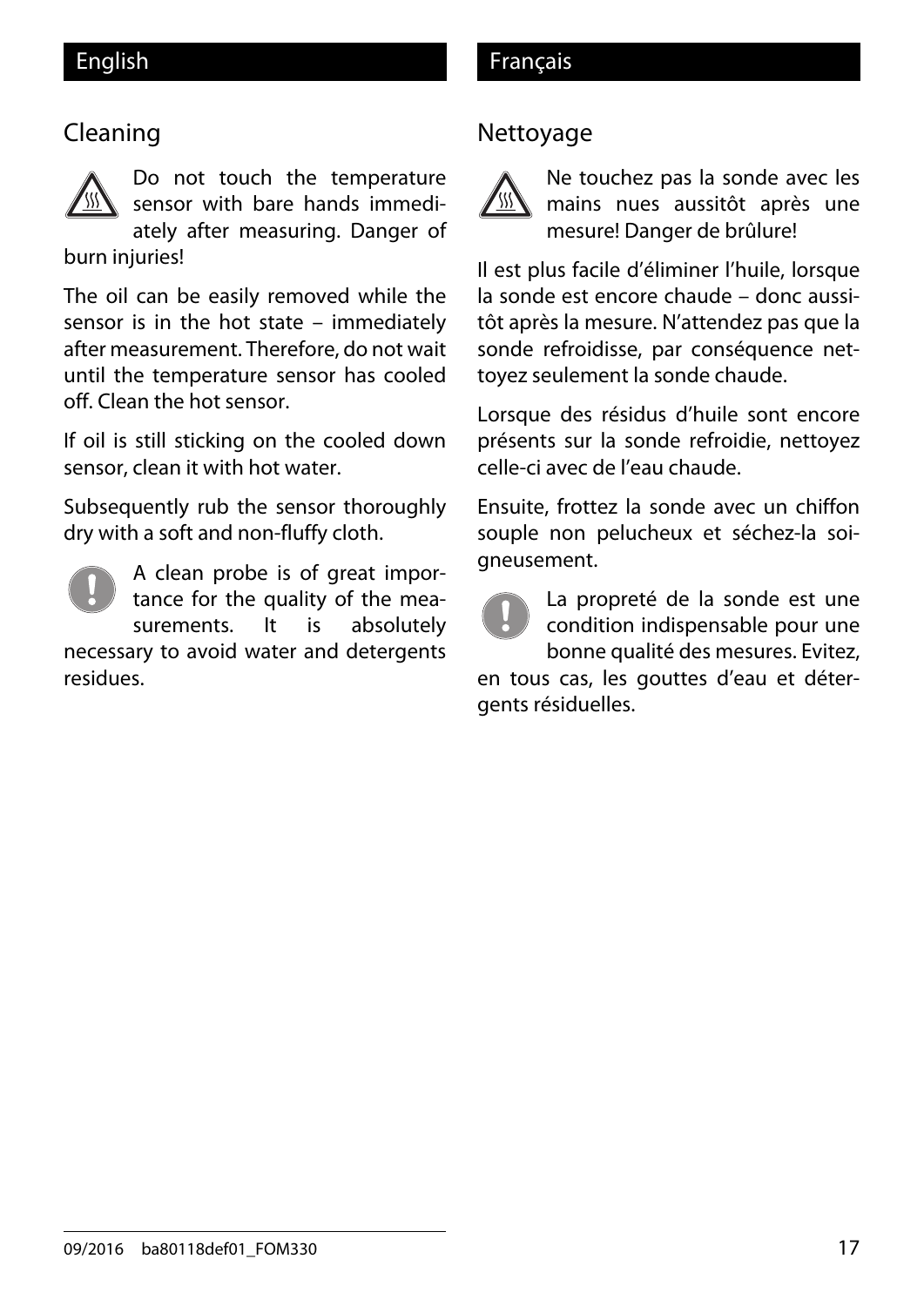English

## Cleaning

Do not touch the temperature sensor with bare hands immediately after measuring. Danger of burn injuries!

The oil can be easily removed while the sensor is in the hot state – immediately after measurement. Therefore, do not wait until the temperature sensor has cooled off. Clean the hot sensor.

If oil is still sticking on the cooled down sensor, clean it with hot water.

Subsequently rub the sensor thoroughly dry with a soft and non-fluffy cloth.

A clean probe is of great importance for the quality of the measurements. It is absolutely necessary to avoid water and detergents residues.

Français

## Nettoyage

Ne touchez pas la sonde avec les mains nues aussitôt après une mesure! Danger de brûlure!

Il est plus facile d'éliminer l'huile, lorsque la sonde est encore chaude – donc aussitôt après la mesure. N'attendez pas que la sonde refroidisse, par conséquence nettoyez seulement la sonde chaude.

Lorsque des résidus d'huile sont encore présents sur la sonde refroidie, nettoyez celle-ci avec de l'eau chaude.

Ensuite, frottez la sonde avec un chiffon souple non pelucheux et séchez-la soigneusement.

La propreté de la sonde est une condition indispensable pour une bonne qualité des mesures. Evitez, en tous cas, les gouttes d'eau et détergents résiduelles.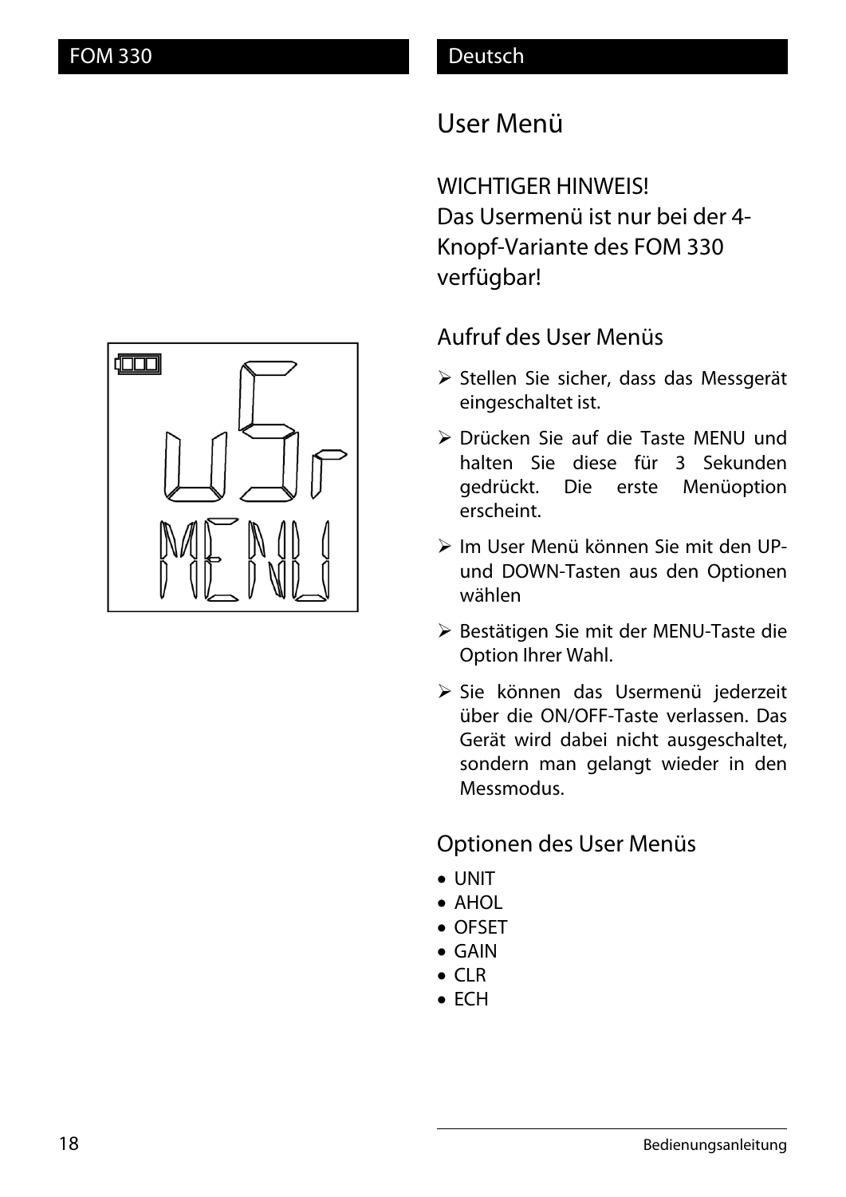## User Menü

WICHTIGER HINWEIS!
Das Usermenü ist nur bei der 4-Knopf-Variante des FOM 330 verfügbar!

### Aufruf des User Menüs

- Stellen Sie sicher, dass das Messgerät eingeschaltet ist.
- Drücken Sie auf die Taste MENU und halten Sie diese für 3 Sekunden gedrückt. Die erste Menüoption erscheint.
- Im User Menü können Sie mit den UP- und DOWN-Tasten aus den Optionen wählen
- Bestätigen Sie mit der MENU-Taste die Option Ihrer Wahl.
- Sie können das Usermenü jederzeit über die ON/OFF-Taste verlassen. Das Gerät wird dabei nicht ausgeschaltet, sondern man gelangt wieder in den Messmodus.

### Optionen des User Menüs

- UNIT
- AHOL
- OFSET
- GAIN
- CLR
- ECH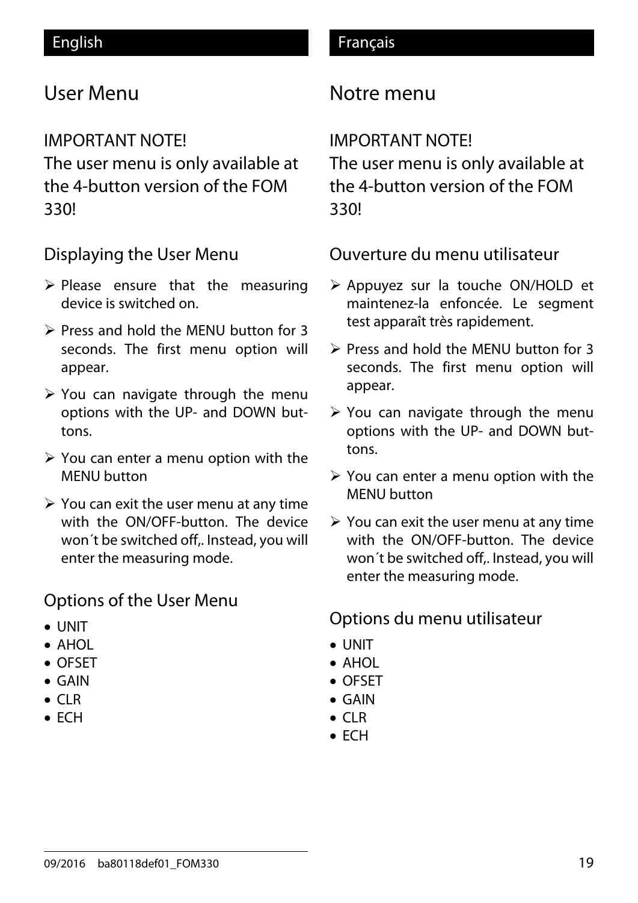English

# User Menu

IMPORTANT NOTE!
The user menu is only available at the 4-button version of the FOM 330!

## Displaying the User Menu

- Please ensure that the measuring device is switched on.
- Press and hold the MENU button for 3 seconds. The first menu option will appear.
- You can navigate through the menu options with the UP- and DOWN buttons.
- You can enter a menu option with the MENU button
- You can exit the user menu at any time with the ON/OFF-button. The device won´t be switched off,. Instead, you will enter the measuring mode.

## Options of the User Menu

- UNIT
- AHOL
- OFSET
- GAIN
- CLR
- ECH

Français

# Notre menu

IMPORTANT NOTE!
The user menu is only available at the 4-button version of the FOM 330!

## Ouverture du menu utilisateur

- Appuyez sur la touche ON/HOLD et maintenez-la enfoncée. Le segment test apparaît très rapidement.
- Press and hold the MENU button for 3 seconds. The first menu option will appear.
- You can navigate through the menu options with the UP- and DOWN buttons.
- You can enter a menu option with the MENU button
- You can exit the user menu at any time with the ON/OFF-button. The device won´t be switched off,. Instead, you will enter the measuring mode.

## Options du menu utilisateur

- UNIT
- AHOL
- OFSET
- GAIN
- CLR
- ECH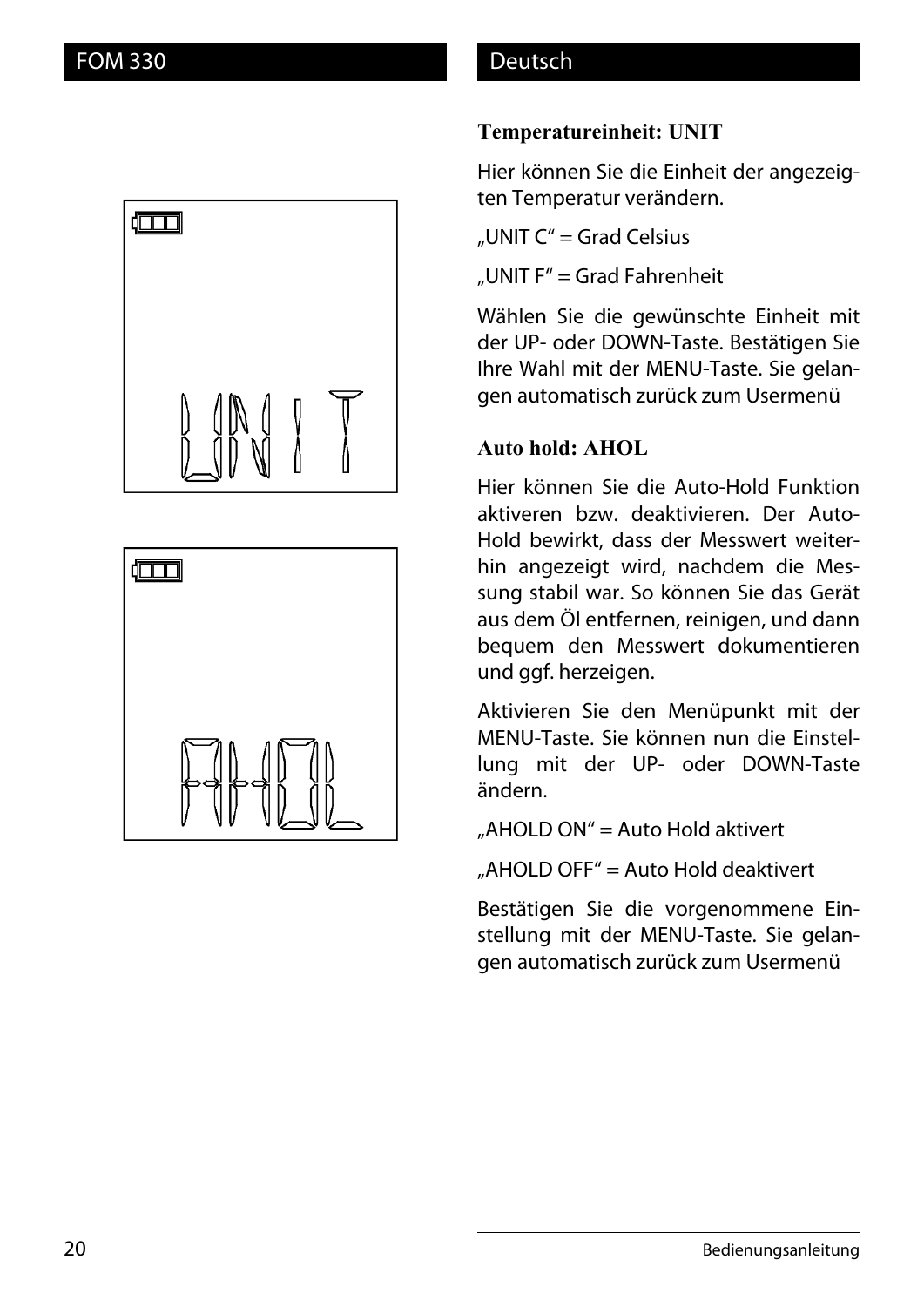## Temperatureinheit: UNIT

Hier können Sie die Einheit der angezeigten Temperatur verändern.

„UNIT C“ = Grad Celsius

„UNIT F“ = Grad Fahrenheit

Wählen Sie die gewünschte Einheit mit der UP- oder DOWN-Taste. Bestätigen Sie Ihre Wahl mit der MENU-Taste. Sie gelangen automatisch zurück zum Usermenü

## Auto hold: AHOL

Hier können Sie die Auto-Hold Funktion aktiveren bzw. deaktivieren. Der Auto-Hold bewirkt, dass der Messwert weiterhin angezeigt wird, nachdem die Messung stabil war. So können Sie das Gerät aus dem Öl entfernen, reinigen, und dann bequem den Messwert dokumentieren und ggf. herzeigen.

Aktivieren Sie den Menüpunkt mit der MENU-Taste. Sie können nun die Einstellung mit der UP- oder DOWN-Taste ändern.

„AHOLD ON“ = Auto Hold aktivert

„AHOLD OFF“ = Auto Hold deaktivert

Bestätigen Sie die vorgenommene Einstellung mit der MENU-Taste. Sie gelangen automatisch zurück zum Usermenü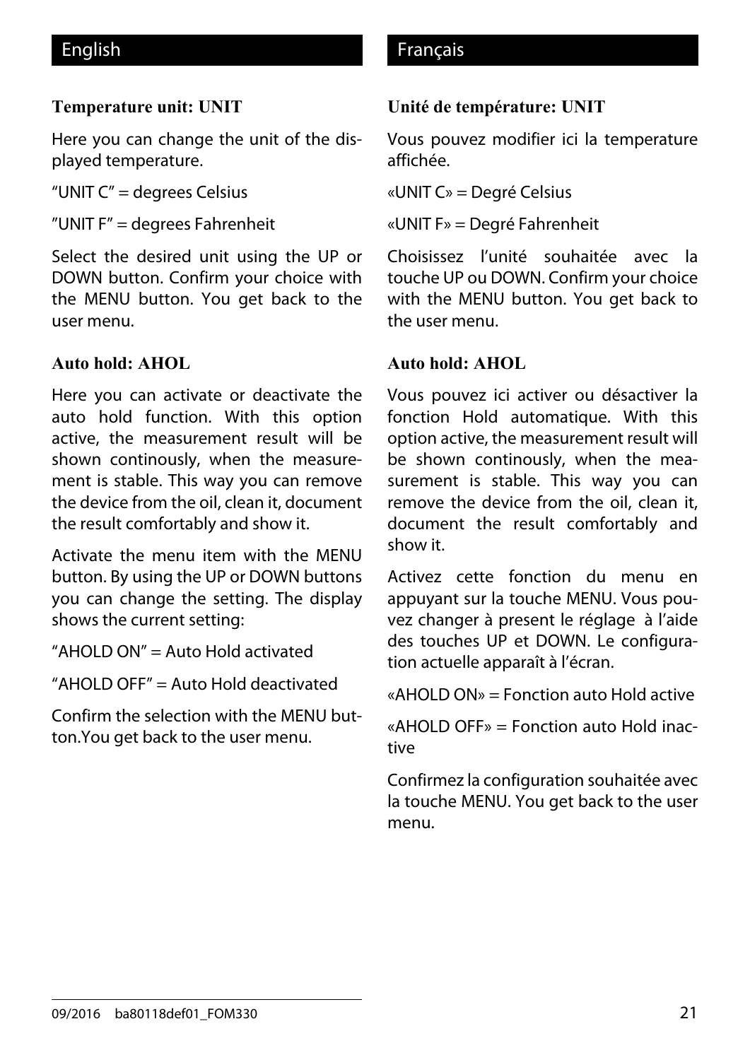## English

### Temperature unit: UNIT

Here you can change the unit of the displayed temperature.

“UNIT C” = degrees Celsius

”UNIT F” = degrees Fahrenheit

Select the desired unit using the UP or DOWN button. Confirm your choice with the MENU button. You get back to the user menu.

### Auto hold: AHOL

Here you can activate or deactivate the auto hold function. With this option active, the measurement result will be shown continously, when the measurement is stable. This way you can remove the device from the oil, clean it, document the result comfortably and show it.

Activate the menu item with the MENU button. By using the UP or DOWN buttons you can change the setting. The display shows the current setting:

“AHOLD ON” = Auto Hold activated

“AHOLD OFF” = Auto Hold deactivated

Confirm the selection with the MENU button.You get back to the user menu.

## Français

### Unité de température: UNIT

Vous pouvez modifier ici la temperature affichée.

«UNIT C» = Degré Celsius

«UNIT F» = Degré Fahrenheit

Choisissez l’unité souhaitée avec la touche UP ou DOWN. Confirm your choice with the MENU button. You get back to the user menu.

### Auto hold: AHOL

Vous pouvez ici activer ou désactiver la fonction Hold automatique. With this option active, the measurement result will be shown continously, when the measurement is stable. This way you can remove the device from the oil, clean it, document the result comfortably and show it.

Activez cette fonction du menu en appuyant sur la touche MENU. Vous pouvez changer à present le réglage à l’aide des touches UP et DOWN. Le configuration actuelle apparaît à l’écran.

«AHOLD ON» = Fonction auto Hold active

«AHOLD OFF» = Fonction auto Hold inactive

Confirmez la configuration souhaitée avec la touche MENU. You get back to the user menu.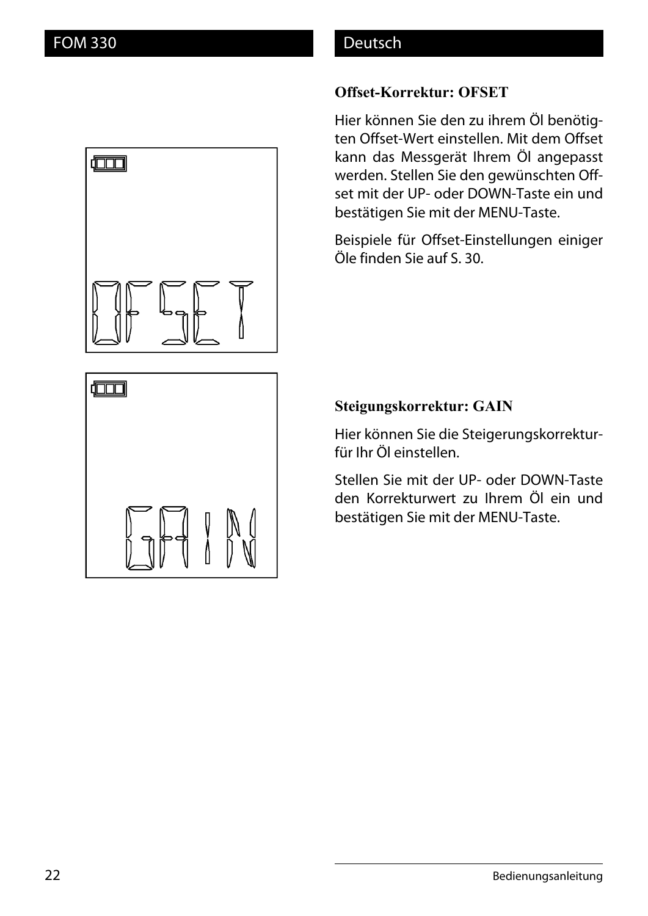### Offset-Korrektur: OFSET

Hier können Sie den zu ihrem Öl benötigten Offset-Wert einstellen. Mit dem Offset kann das Messgerät Ihrem Öl angepasst werden. Stellen Sie den gewünschten Offset mit der UP- oder DOWN-Taste ein und bestätigen Sie mit der MENU-Taste.

Beispiele für Offset-Einstellungen einiger Öle finden Sie auf S. 30.

### Steigungskorrektur: GAIN

Hier können Sie die Steigerungskorrekturfür Ihr Öl einstellen.

Stellen Sie mit der UP- oder DOWN-Taste den Korrekturwert zu Ihrem Öl ein und bestätigen Sie mit der MENU-Taste.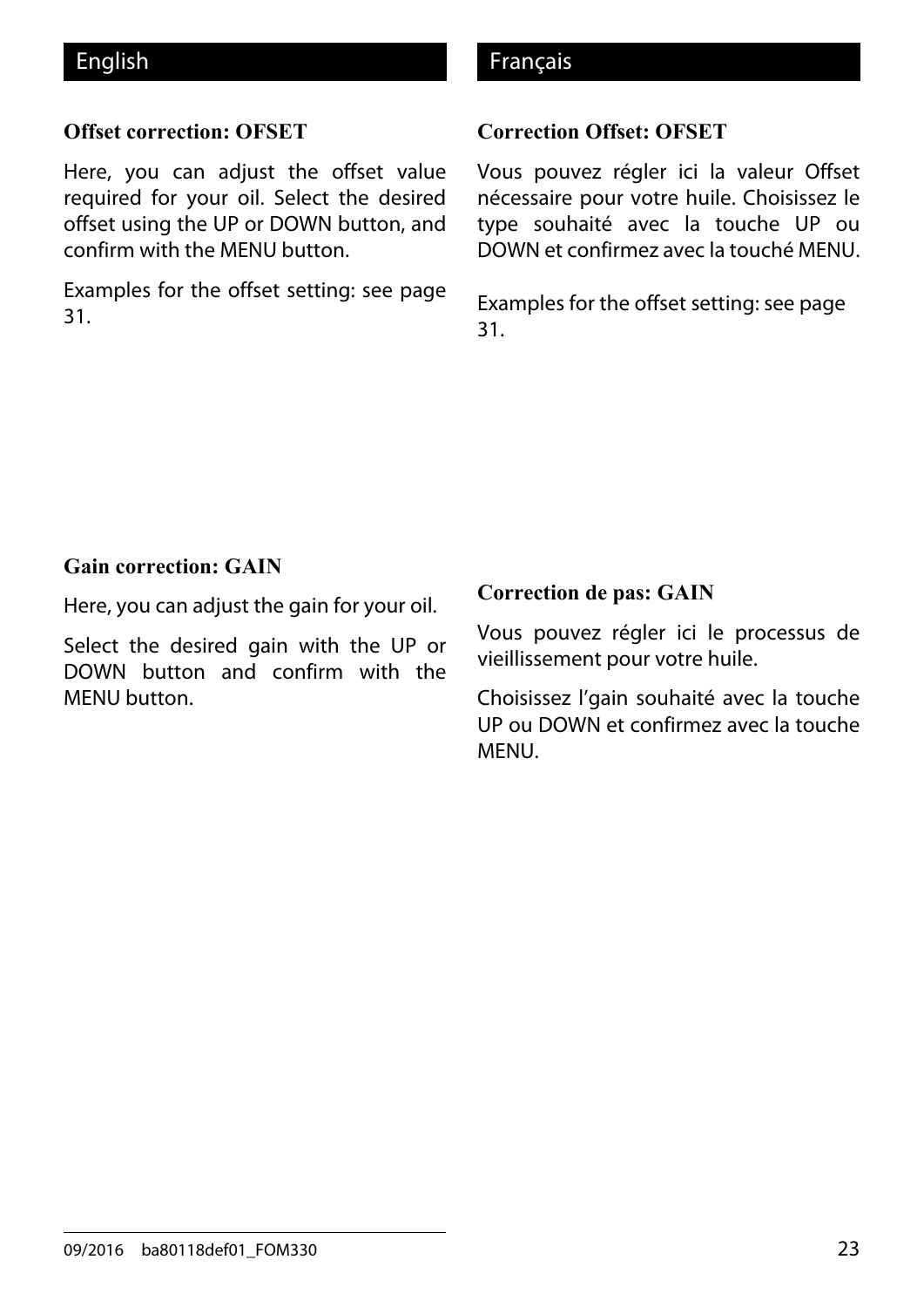## English

### Offset correction: OFSET

Here, you can adjust the offset value required for your oil. Select the desired offset using the UP or DOWN button, and confirm with the MENU button.

Examples for the offset setting: see page 31.

### Gain correction: GAIN

Here, you can adjust the gain for your oil.

Select the desired gain with the UP or DOWN button and confirm with the MENU button.

## Français

### Correction Offset: OFSET

Vous pouvez régler ici la valeur Offset nécessaire pour votre huile. Choisissez le type souhaité avec la touche UP ou DOWN et confirmez avec la touché MENU.

Examples for the offset setting: see page 31.

### Correction de pas: GAIN

Vous pouvez régler ici le processus de vieillissement pour votre huile.

Choisissez l'gain souhaité avec la touche UP ou DOWN et confirmez avec la touche MENU.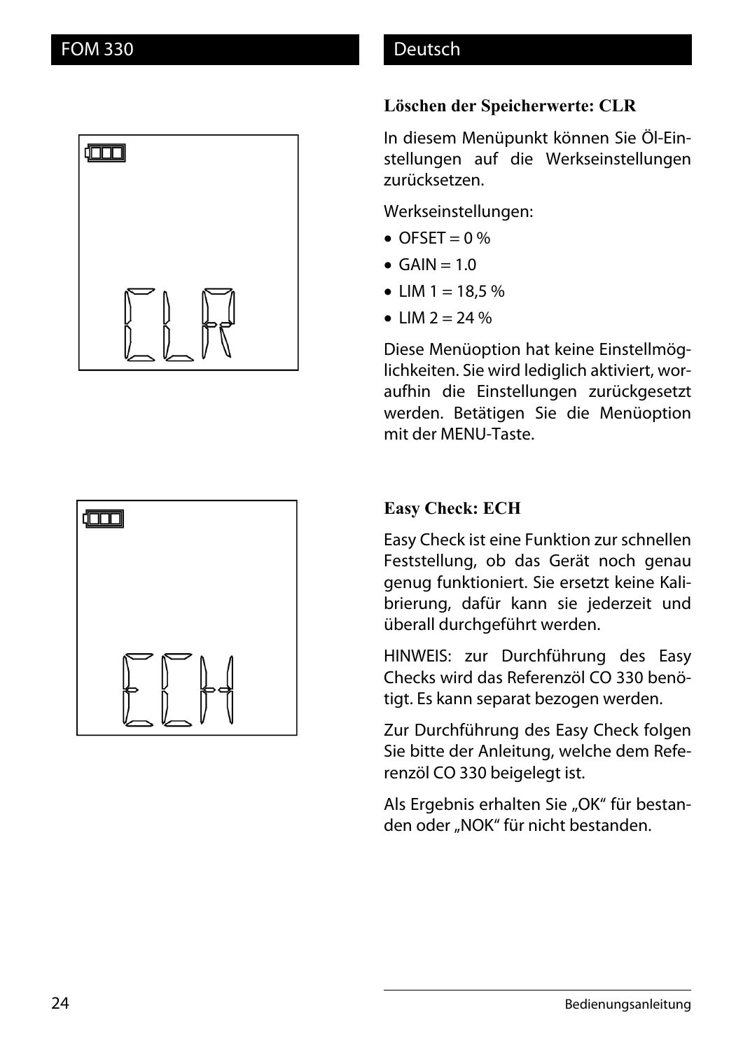### Löschen der Speicherwerte: CLR

In diesem Menüpunkt können Sie Öl-Einstellungen auf die Werkseinstellungen zurücksetzen.

Werkseinstellungen:

- OFSET = 0 %
- GAIN = 1.0
- LIM 1 = 18,5 %
- LIM 2 = 24 %

Diese Menüoption hat keine Einstellmöglichkeiten. Sie wird lediglich aktiviert, woraufhin die Einstellungen zurückgesetzt werden. Betätigen Sie die Menüoption mit der MENU-Taste.

### Easy Check: ECH

Easy Check ist eine Funktion zur schnellen Feststellung, ob das Gerät noch genau genug funktioniert. Sie ersetzt keine Kalibrierung, dafür kann sie jederzeit und überall durchgeführt werden.

HINWEIS: zur Durchführung des Easy Checks wird das Referenzöl CO 330 benötigt. Es kann separat bezogen werden.

Zur Durchführung des Easy Check folgen Sie bitte der Anleitung, welche dem Referenzöl CO 330 beigelegt ist.

Als Ergebnis erhalten Sie „OK“ für bestanden oder „NOK“ für nicht bestanden.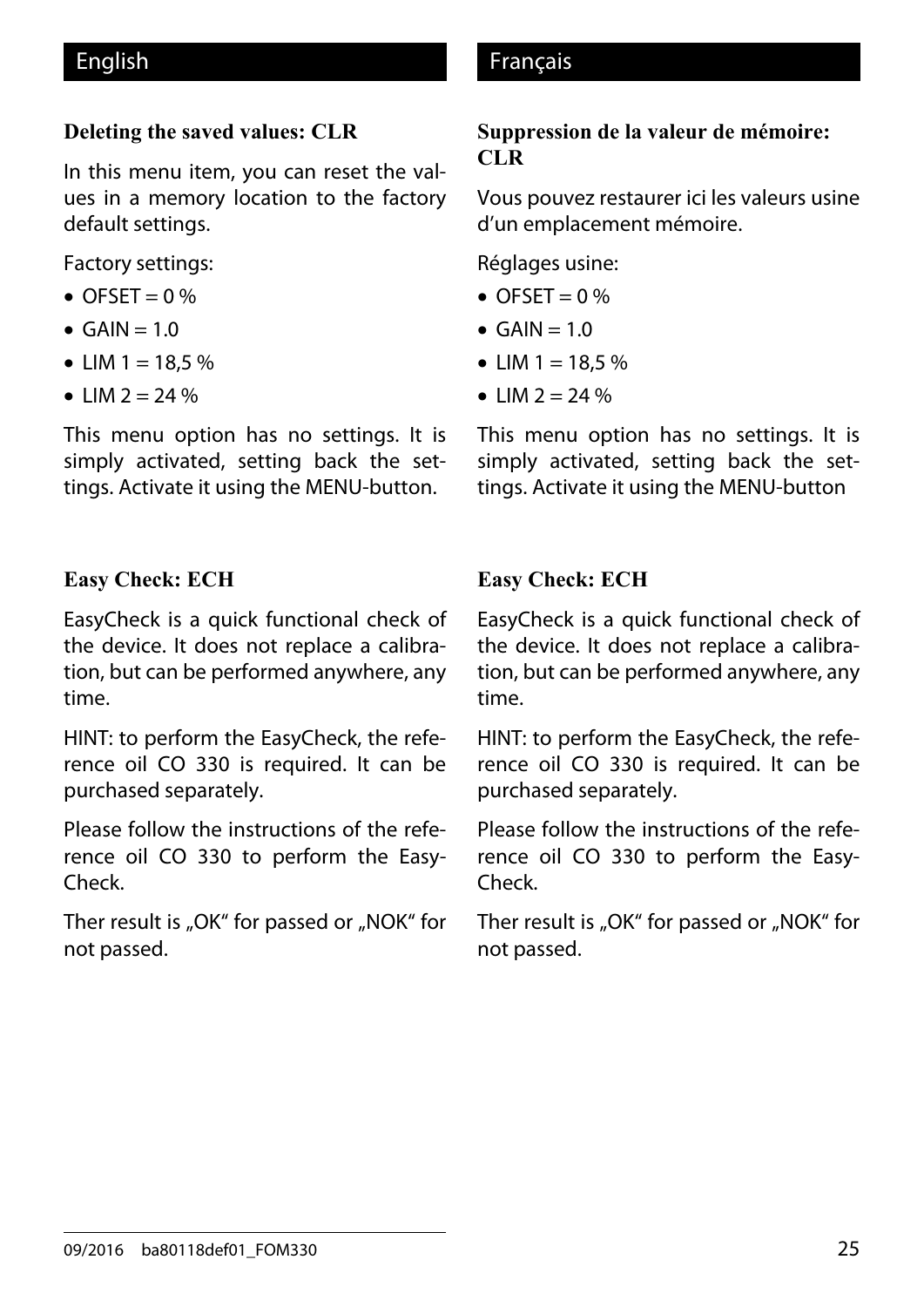## English

### Deleting the saved values: CLR

In this menu item, you can reset the values in a memory location to the factory default settings.

Factory settings:

- OFSET = 0 %
- GAIN = 1.0
- LIM 1 = 18,5 %
- LIM 2 = 24 %

This menu option has no settings. It is simply activated, setting back the settings. Activate it using the MENU-button.

### Easy Check: ECH

EasyCheck is a quick functional check of the device. It does not replace a calibration, but can be performed anywhere, any time.

HINT: to perform the EasyCheck, the reference oil CO 330 is required. It can be purchased separately.

Please follow the instructions of the reference oil CO 330 to perform the EasyCheck.

Ther result is „OK“ for passed or „NOK“ for not passed.

## Français

### Suppression de la valeur de mémoire: CLR

Vous pouvez restaurer ici les valeurs usine d’un emplacement mémoire.

Réglages usine:

- OFSET = 0 %
- GAIN = 1.0
- LIM 1 = 18,5 %
- LIM 2 = 24 %

This menu option has no settings. It is simply activated, setting back the settings. Activate it using the MENU-button

### Easy Check: ECH

EasyCheck is a quick functional check of the device. It does not replace a calibration, but can be performed anywhere, any time.

HINT: to perform the EasyCheck, the reference oil CO 330 is required. It can be purchased separately.

Please follow the instructions of the reference oil CO 330 to perform the EasyCheck.

Ther result is „OK“ for passed or „NOK“ for not passed.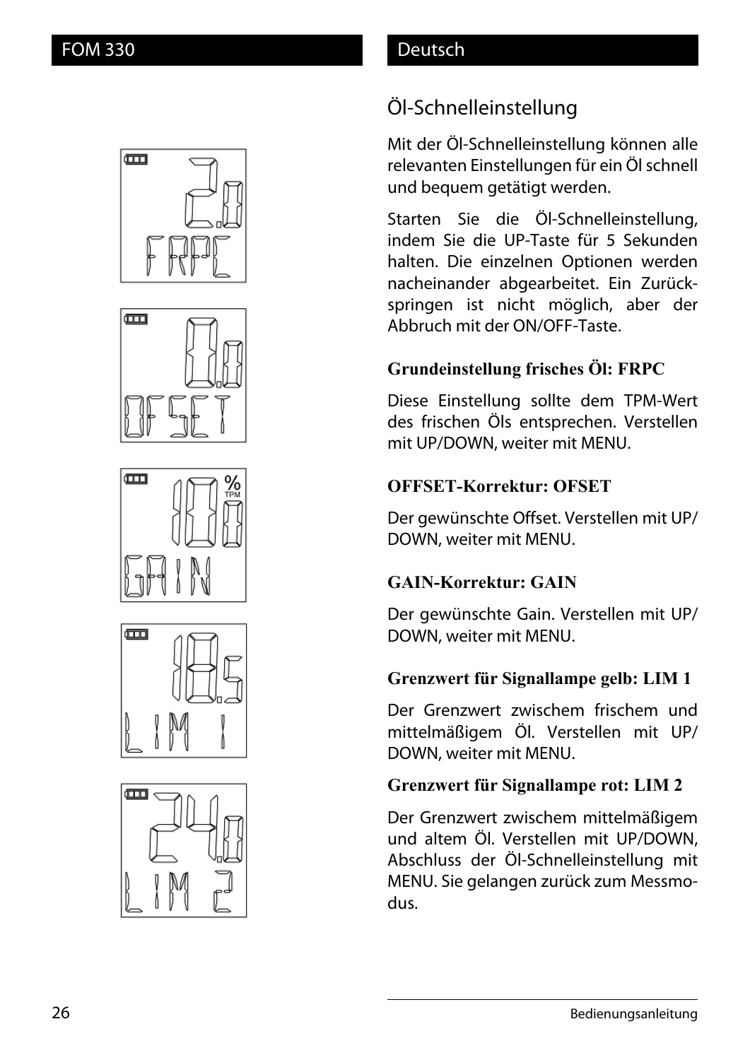## Öl-Schnelleinstellung

Mit der Öl-Schnelleinstellung können alle relevanten Einstellungen für ein Öl schnell und bequem getätigt werden.

Starten Sie die Öl-Schnelleinstellung, indem Sie die UP-Taste für 5 Sekunden halten. Die einzelnen Optionen werden nacheinander abgearbeitet. Ein Zurückspringen ist nicht möglich, aber der Abbruch mit der ON/OFF-Taste.

### Grundeinstellung frisches Öl: FRPC

Diese Einstellung sollte dem TPM-Wert des frischen Öls entsprechen. Verstellen mit UP/DOWN, weiter mit MENU.

### OFFSET-Korrektur: OFSET

Der gewünschte Offset. Verstellen mit UP/DOWN, weiter mit MENU.

### GAIN-Korrektur: GAIN

Der gewünschte Gain. Verstellen mit UP/DOWN, weiter mit MENU.

### Grenzwert für Signallampe gelb: LIM 1

Der Grenzwert zwischem frischem und mittelmäßigem Öl. Verstellen mit UP/DOWN, weiter mit MENU.

### Grenzwert für Signallampe rot: LIM 2

Der Grenzwert zwischem mittelmäßigem und altem Öl. Verstellen mit UP/DOWN, Abschluss der Öl-Schnelleinstellung mit MENU. Sie gelangen zurück zum Messmodus.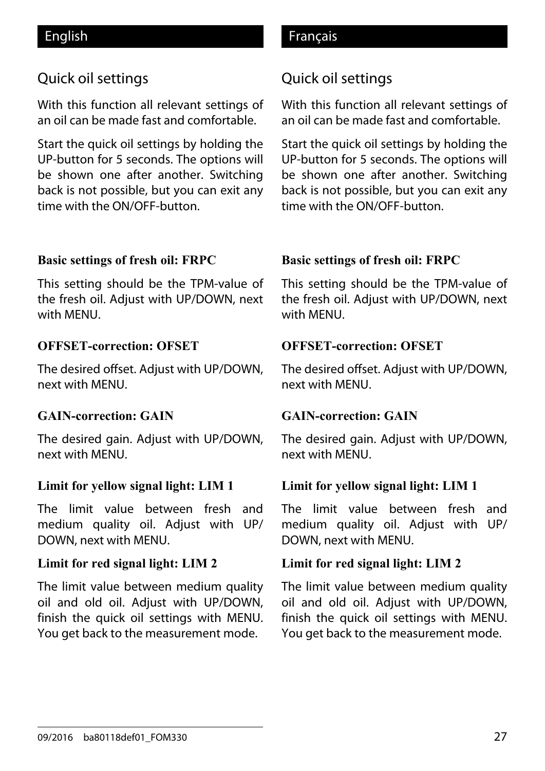## English

### Quick oil settings

With this function all relevant settings of an oil can be made fast and comfortable.

Start the quick oil settings by holding the UP-button for 5 seconds. The options will be shown one after another. Switching back is not possible, but you can exit any time with the ON/OFF-button.

**Basic settings of fresh oil: FRPC**

This setting should be the TPM-value of the fresh oil. Adjust with UP/DOWN, next with MENU.

**OFFSET-correction: OFSET**

The desired offset. Adjust with UP/DOWN, next with MENU.

**GAIN-correction: GAIN**

The desired gain. Adjust with UP/DOWN, next with MENU.

**Limit for yellow signal light: LIM 1**

The limit value between fresh and medium quality oil. Adjust with UP/ DOWN, next with MENU.

**Limit for red signal light: LIM 2**

The limit value between medium quality oil and old oil. Adjust with UP/DOWN, finish the quick oil settings with MENU. You get back to the measurement mode.

## Français

### Quick oil settings

With this function all relevant settings of an oil can be made fast and comfortable.

Start the quick oil settings by holding the UP-button for 5 seconds. The options will be shown one after another. Switching back is not possible, but you can exit any time with the ON/OFF-button.

**Basic settings of fresh oil: FRPC**

This setting should be the TPM-value of the fresh oil. Adjust with UP/DOWN, next with MENU.

**OFFSET-correction: OFSET**

The desired offset. Adjust with UP/DOWN, next with MENU.

**GAIN-correction: GAIN**

The desired gain. Adjust with UP/DOWN, next with MENU.

**Limit for yellow signal light: LIM 1**

The limit value between fresh and medium quality oil. Adjust with UP/ DOWN, next with MENU.

**Limit for red signal light: LIM 2**

The limit value between medium quality oil and old oil. Adjust with UP/DOWN, finish the quick oil settings with MENU. You get back to the measurement mode.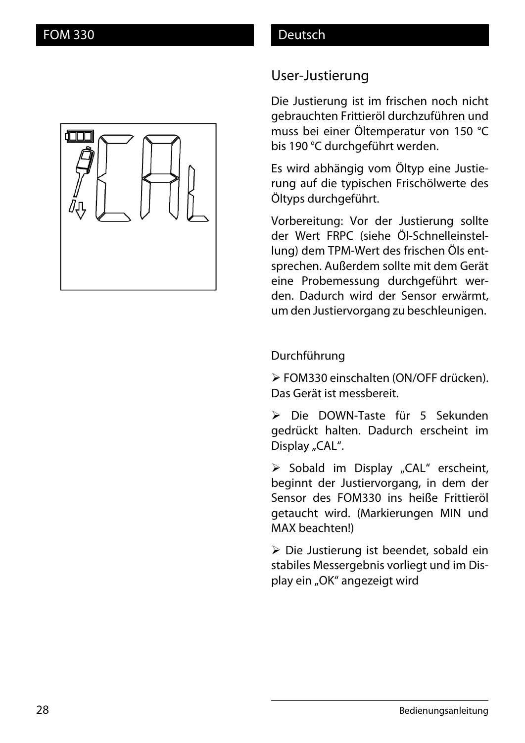## User-Justierung

Die Justierung ist im frischen noch nicht gebrauchten Frittieröl durchzuführen und muss bei einer Öltemperatur von 150 °C bis 190 °C durchgeführt werden.

Es wird abhängig vom Öltyp eine Justierung auf die typischen Frischölwerte des Öltyps durchgeführt.

Vorbereitung: Vor der Justierung sollte der Wert FRPC (siehe Öl-Schnelleinstellung) dem TPM-Wert des frischen Öls entsprechen. Außerdem sollte mit dem Gerät eine Probemessung durchgeführt werden. Dadurch wird der Sensor erwärmt, um den Justiervorgang zu beschleunigen.

Durchführung

➢ FOM330 einschalten (ON/OFF drücken). Das Gerät ist messbereit.

➢ Die DOWN-Taste für 5 Sekunden gedrückt halten. Dadurch erscheint im Display „CAL".

➢ Sobald im Display „CAL" erscheint, beginnt der Justiervorgang, in dem der Sensor des FOM330 ins heiße Frittieröl getaucht wird. (Markierungen MIN und MAX beachten!)

➢ Die Justierung ist beendet, sobald ein stabiles Messergebnis vorliegt und im Display ein „OK" angezeigt wird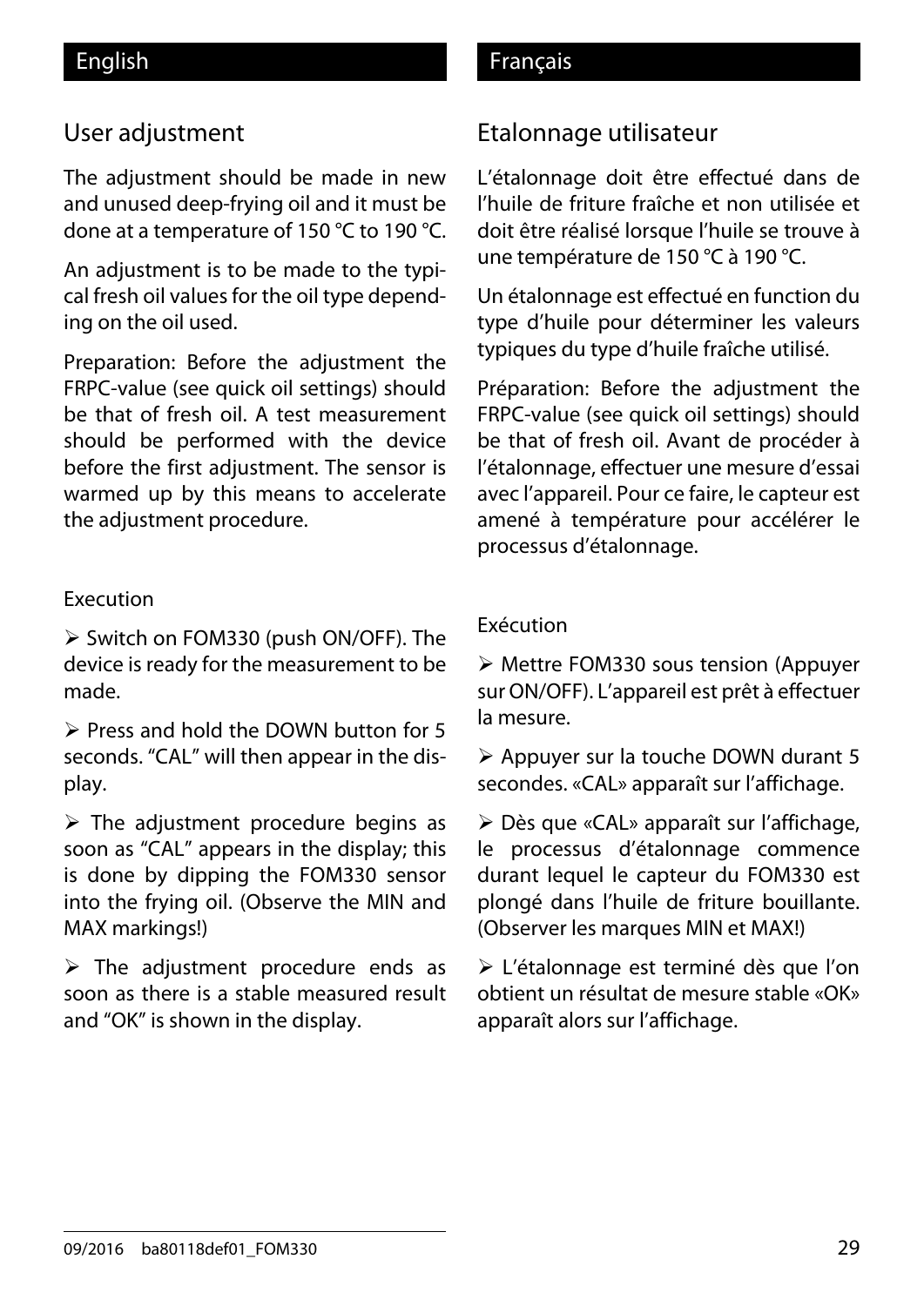## English

### User adjustment

The adjustment should be made in new and unused deep-frying oil and it must be done at a temperature of 150 °C to 190 °C.

An adjustment is to be made to the typical fresh oil values for the oil type depending on the oil used.

Preparation: Before the adjustment the FRPC-value (see quick oil settings) should be that of fresh oil. A test measurement should be performed with the device before the first adjustment. The sensor is warmed up by this means to accelerate the adjustment procedure.

Execution

➢ Switch on FOM330 (push ON/OFF). The device is ready for the measurement to be made.

➢ Press and hold the DOWN button for 5 seconds. “CAL” will then appear in the display.

➢ The adjustment procedure begins as soon as “CAL” appears in the display; this is done by dipping the FOM330 sensor into the frying oil. (Observe the MIN and MAX markings!)

➢ The adjustment procedure ends as soon as there is a stable measured result and “OK” is shown in the display.

## Français

### Etalonnage utilisateur

L’étalonnage doit être effectué dans de l’huile de friture fraîche et non utilisée et doit être réalisé lorsque l’huile se trouve à une température de 150 °C à 190 °C.

Un étalonnage est effectué en function du type d’huile pour déterminer les valeurs typiques du type d’huile fraîche utilisé.

Préparation: Before the adjustment the FRPC-value (see quick oil settings) should be that of fresh oil. Avant de procéder à l’étalonnage, effectuer une mesure d’essai avec l’appareil. Pour ce faire, le capteur est amené à température pour accélérer le processus d’étalonnage.

Exécution

➢ Mettre FOM330 sous tension (Appuyer sur ON/OFF). L’appareil est prêt à effectuer la mesure.

➢ Appuyer sur la touche DOWN durant 5 secondes. «CAL» apparaît sur l’affichage.

➢ Dès que «CAL» apparaît sur l’affichage, le processus d’étalonnage commence durant lequel le capteur du FOM330 est plongé dans l’huile de friture bouillante. (Observer les marques MIN et MAX!)

➢ L’étalonnage est terminé dès que l’on obtient un résultat de mesure stable «OK» apparaît alors sur l’affichage.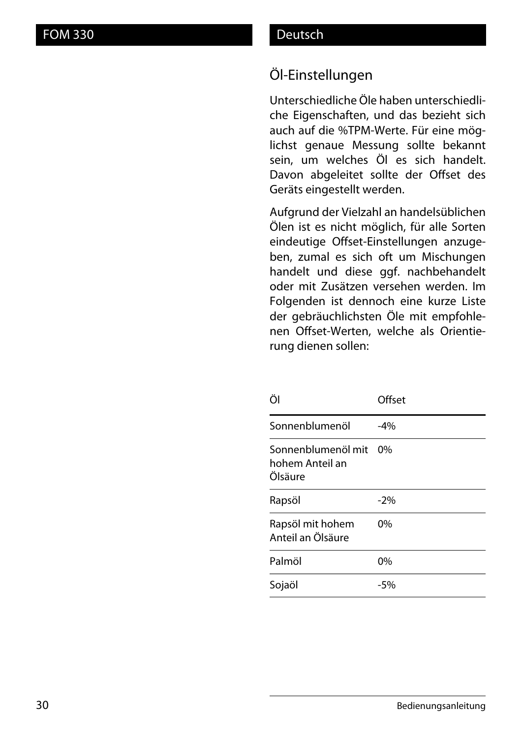## Öl-Einstellungen

Unterschiedliche Öle haben unterschiedliche Eigenschaften, und das bezieht sich auch auf die %TPM-Werte. Für eine möglichst genaue Messung sollte bekannt sein, um welches Öl es sich handelt. Davon abgeleitet sollte der Offset des Geräts eingestellt werden.

Aufgrund der Vielzahl an handelsüblichen Ölen ist es nicht möglich, für alle Sorten eindeutige Offset-Einstellungen anzugeben, zumal es sich oft um Mischungen handelt und diese ggf. nachbehandelt oder mit Zusätzen versehen werden. Im Folgenden ist dennoch eine kurze Liste der gebräuchlichsten Öle mit empfohlenen Offset-Werten, welche als Orientierung dienen sollen:

| Öl | Offset |
|---|---|
| Sonnenblumenöl | -4% |
| Sonnenblumenöl mit hohem Anteil an Ölsäure | 0% |
| Rapsöl | -2% |
| Rapsöl mit hohem Anteil an Ölsäure | 0% |
| Palmöl | 0% |
| Sojaöl | -5% |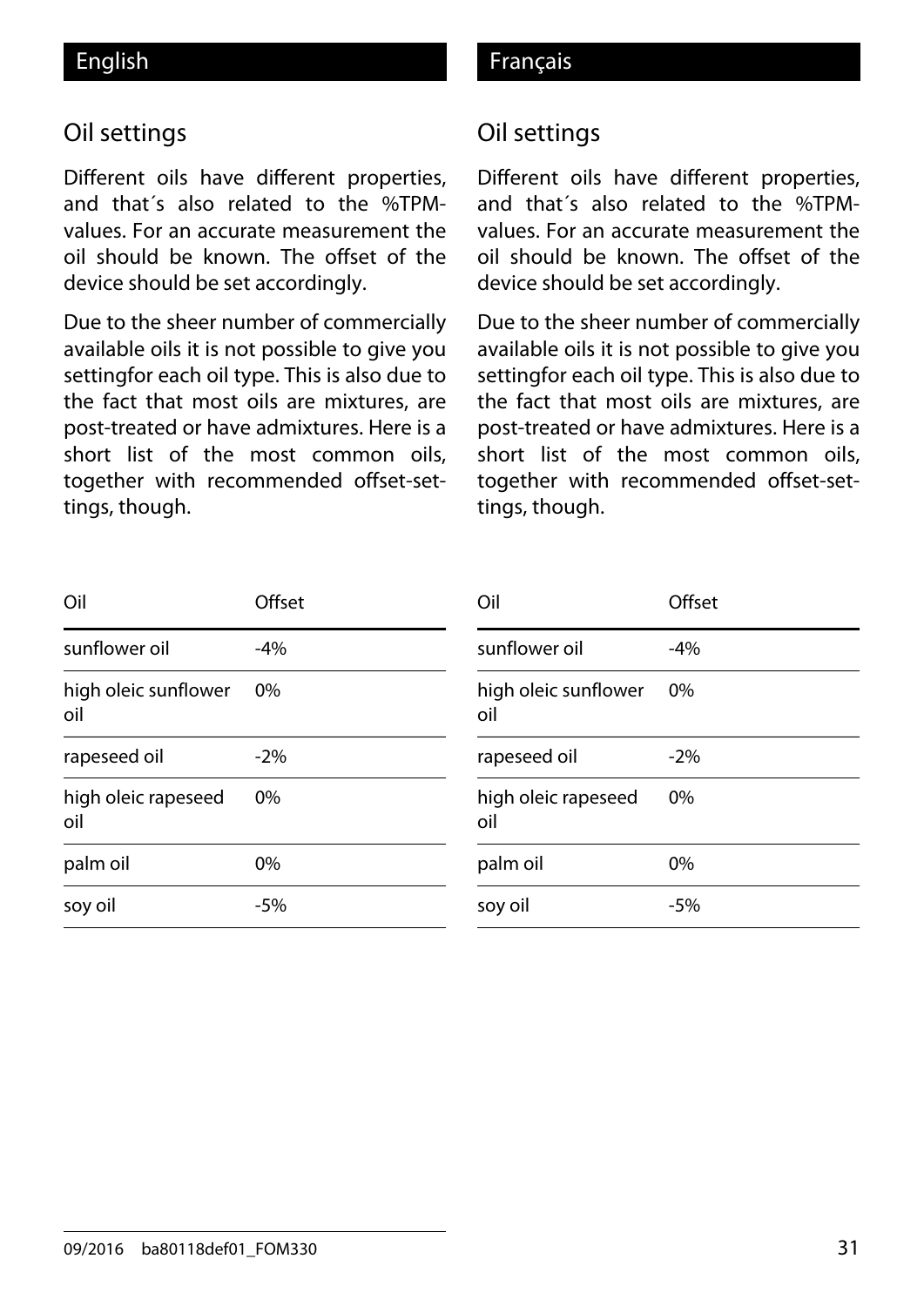English

## Oil settings

Different oils have different properties, and that´s also related to the %TPM-values. For an accurate measurement the oil should be known. The offset of the device should be set accordingly.

Due to the sheer number of commercially available oils it is not possible to give you settingfor each oil type. This is also due to the fact that most oils are mixtures, are post-treated or have admixtures. Here is a short list of the most common oils, together with recommended offset-settings, though.

| Oil | Offset |
|---|---|
| sunflower oil | -4% |
| high oleic sunflower oil | 0% |
| rapeseed oil | -2% |
| high oleic rapeseed oil | 0% |
| palm oil | 0% |
| soy oil | -5% |

Français

## Oil settings

Different oils have different properties, and that´s also related to the %TPM-values. For an accurate measurement the oil should be known. The offset of the device should be set accordingly.

Due to the sheer number of commercially available oils it is not possible to give you settingfor each oil type. This is also due to the fact that most oils are mixtures, are post-treated or have admixtures. Here is a short list of the most common oils, together with recommended offset-settings, though.

| Oil | Offset |
|---|---|
| sunflower oil | -4% |
| high oleic sunflower oil | 0% |
| rapeseed oil | -2% |
| high oleic rapeseed oil | 0% |
| palm oil | 0% |
| soy oil | -5% |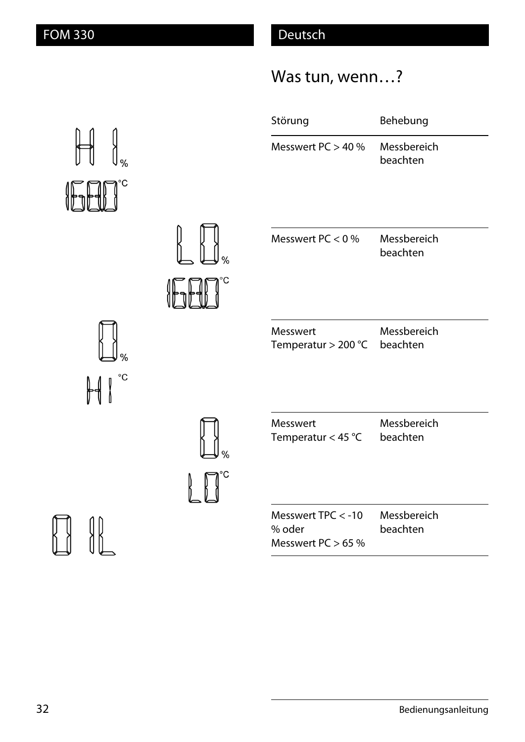## Was tun, wenn…?

| Störung | Behebung |
| --- | --- |
| Messwert PC > 40 % | Messbereich beachten |
| Messwert PC < 0 % | Messbereich beachten |
| Messwert Temperatur > 200 °C | Messbereich beachten |
| Messwert Temperatur < 45 °C | Messbereich beachten |
| Messwert TPC < -10 % oder Messwert PC > 65 % | Messbereich beachten |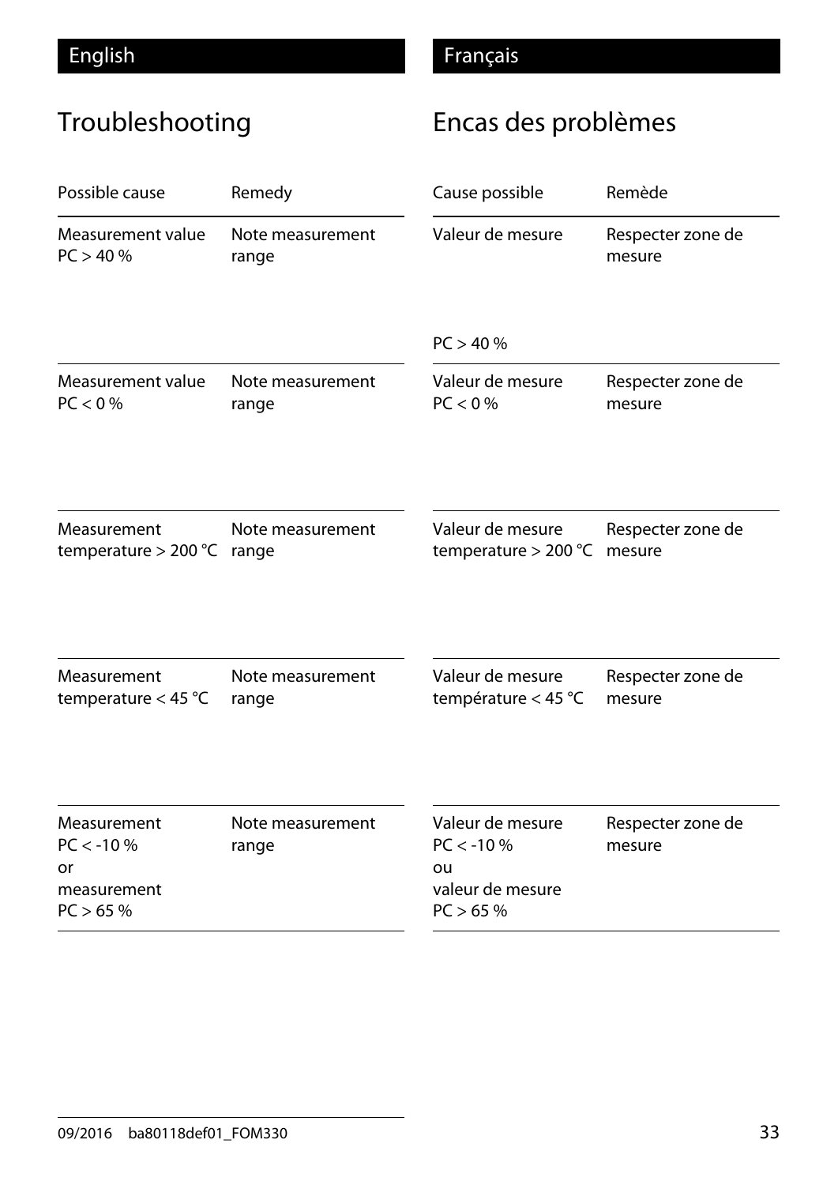English

## Troubleshooting

| Possible cause | Remedy |
|---|---|
| Measurement value PC > 40 % | Note measurement range |
| Measurement value PC < 0 % | Note measurement range |
| Measurement temperature > 200 °C | Note measurement range |
| Measurement temperature < 45 °C | Note measurement range |
| Measurement PC < -10 % or measurement PC > 65 % | Note measurement range |

Français

## Encas des problèmes

| Cause possible | Remède |
|---|---|
| Valeur de mesure PC > 40 % | Respecter zone de mesure |
| Valeur de mesure PC < 0 % | Respecter zone de mesure |
| Valeur de mesure temperature > 200 °C | Respecter zone de mesure |
| Valeur de mesure température < 45 °C | Respecter zone de mesure |
| Valeur de mesure PC < -10 % ou valeur de mesure PC > 65 % | Respecter zone de mesure |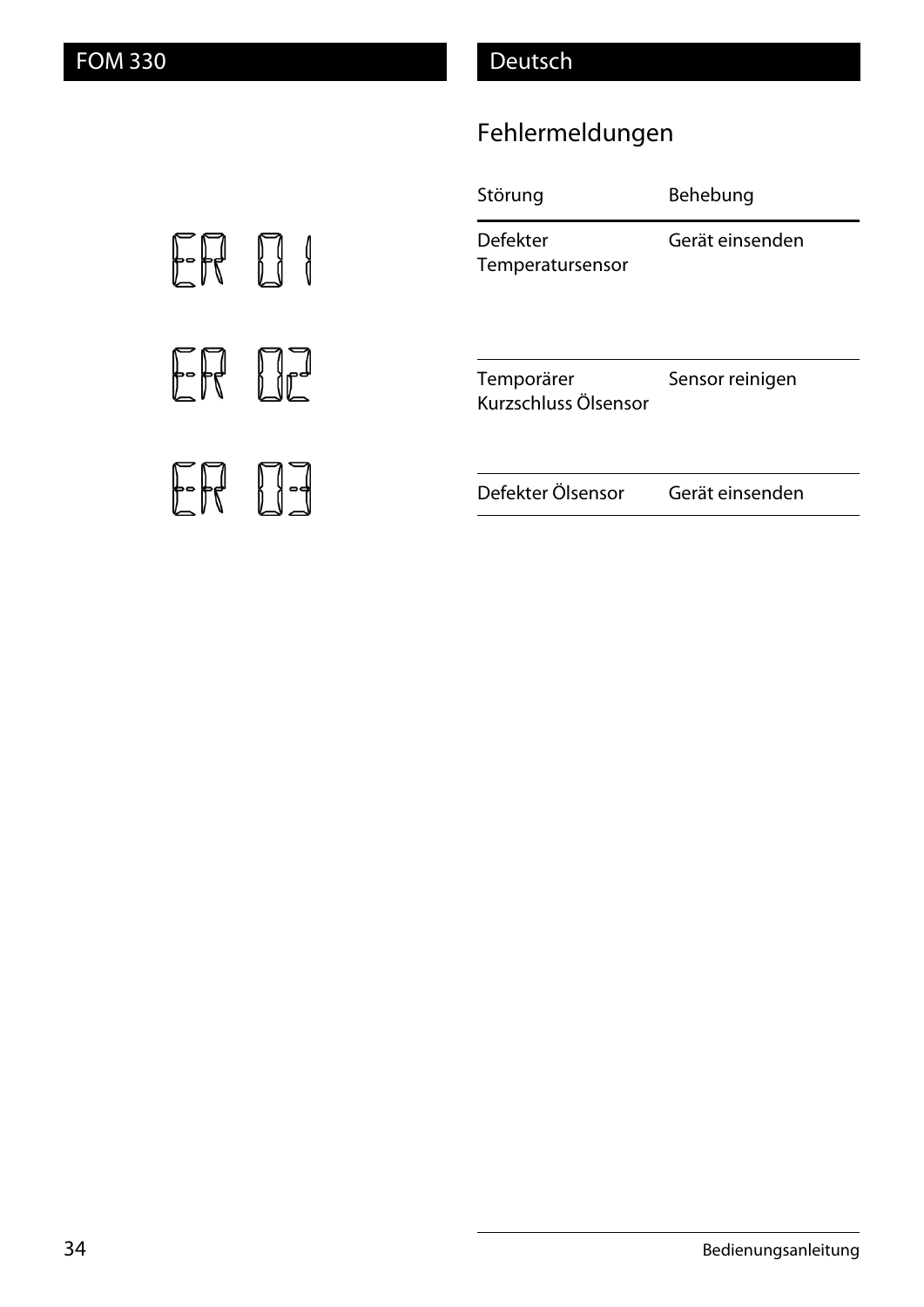## Fehlermeldungen

ER 01

ER 02

ER 03

| Störung | Behebung |
| --- | --- |
| Defekter Temperatursensor | Gerät einsenden |
| Temporärer Kurzschluss Ölsensor | Sensor reinigen |
| Defekter Ölsensor | Gerät einsenden |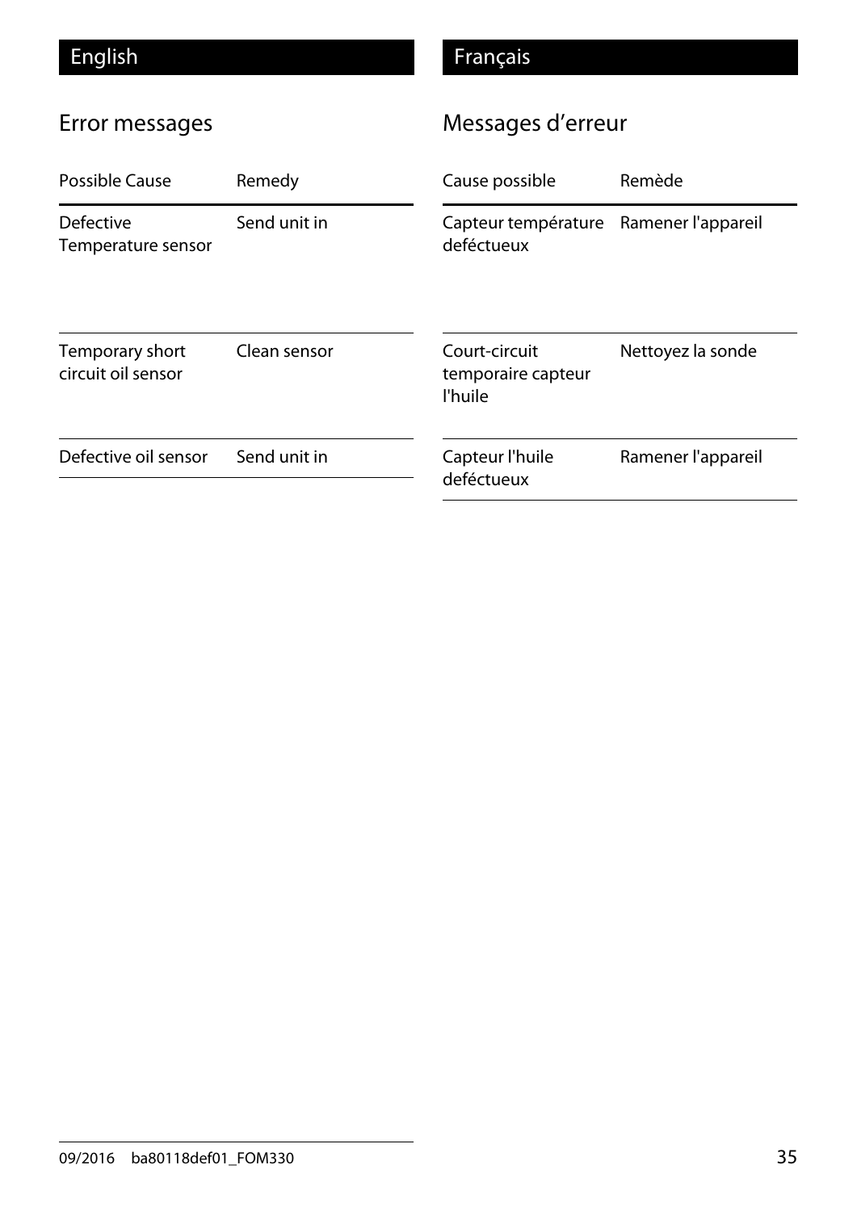English

## Error messages

| Possible Cause | Remedy |
|---|---|
| Defective Temperature sensor | Send unit in |
| Temporary short circuit oil sensor | Clean sensor |
| Defective oil sensor | Send unit in |

Français

## Messages d’erreur

| Cause possible | Remède |
|---|---|
| Capteur température deféctueux | Ramener l'appareil |
| Court-circuit temporaire capteur l'huile | Nettoyez la sonde |
| Capteur l'huile deféctueux | Ramener l'appareil |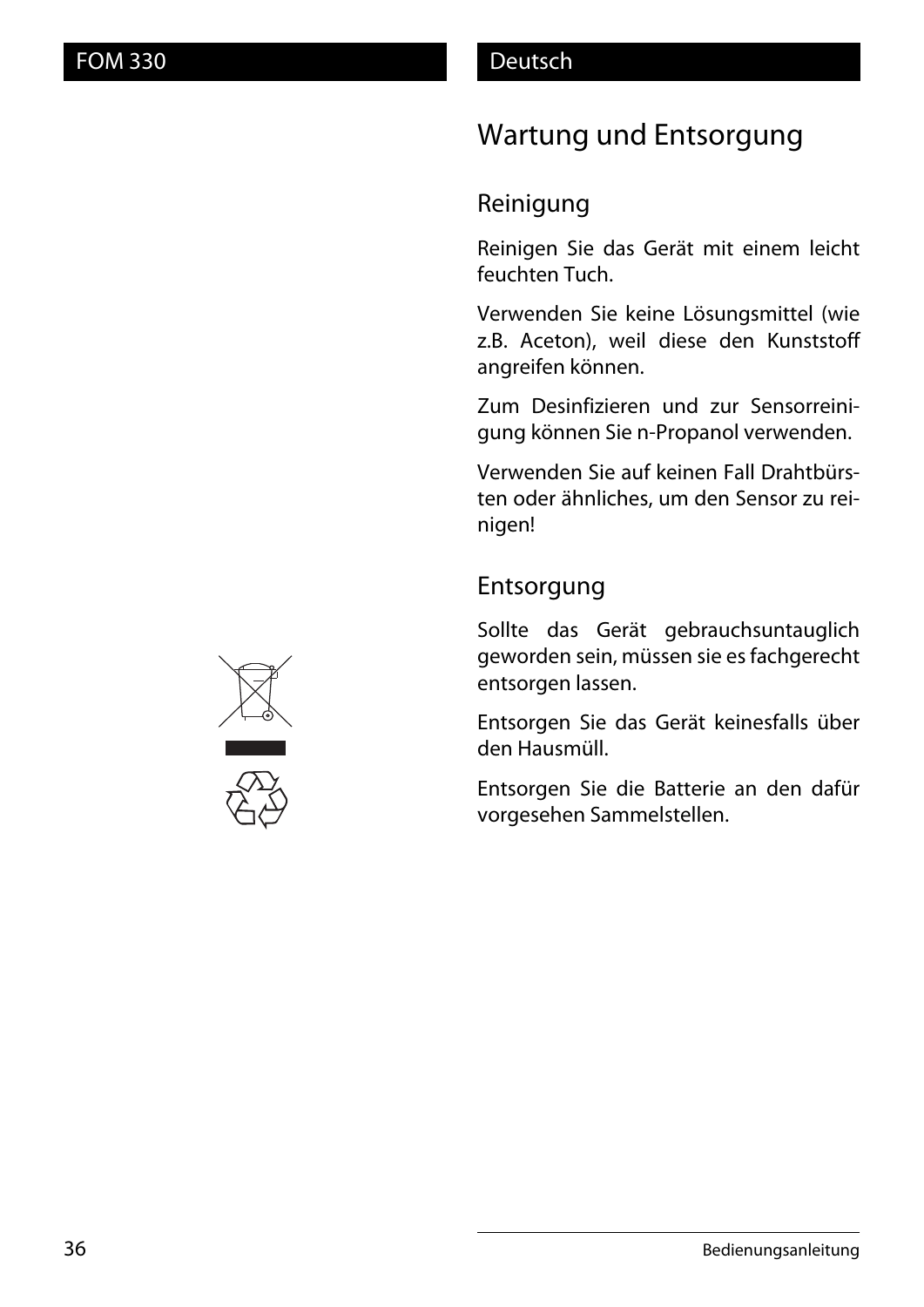# Wartung und Entsorgung

## Reinigung

Reinigen Sie das Gerät mit einem leicht feuchten Tuch.

Verwenden Sie keine Lösungsmittel (wie z.B. Aceton), weil diese den Kunststoff angreifen können.

Zum Desinfizieren und zur Sensorreinigung können Sie n-Propanol verwenden.

Verwenden Sie auf keinen Fall Drahtbürsten oder ähnliches, um den Sensor zu reinigen!

## Entsorgung

Sollte das Gerät gebrauchsuntauglich geworden sein, müssen sie es fachgerecht entsorgen lassen.

Entsorgen Sie das Gerät keinesfalls über den Hausmüll.

Entsorgen Sie die Batterie an den dafür vorgesehen Sammelstellen.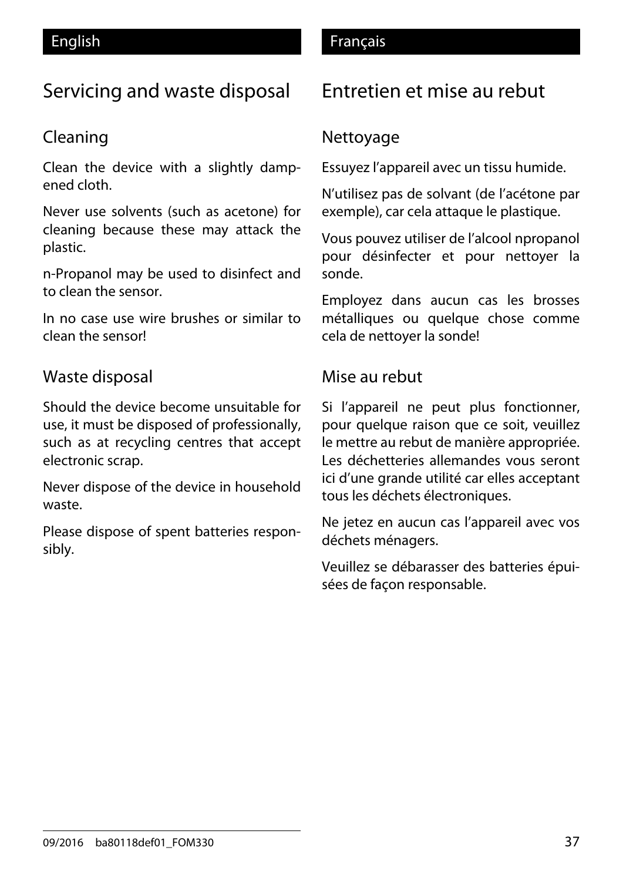English

# Servicing and waste disposal

## Cleaning

Clean the device with a slightly dampened cloth.

Never use solvents (such as acetone) for cleaning because these may attack the plastic.

n-Propanol may be used to disinfect and to clean the sensor.

In no case use wire brushes or similar to clean the sensor!

## Waste disposal

Should the device become unsuitable for use, it must be disposed of professionally, such as at recycling centres that accept electronic scrap.

Never dispose of the device in household waste.

Please dispose of spent batteries responsibly.

Français

# Entretien et mise au rebut

## Nettoyage

Essuyez l'appareil avec un tissu humide.

N'utilisez pas de solvant (de l'acétone par exemple), car cela attaque le plastique.

Vous pouvez utiliser de l'alcool npropanol pour désinfecter et pour nettoyer la sonde.

Employez dans aucun cas les brosses métalliques ou quelque chose comme cela de nettoyer la sonde!

## Mise au rebut

Si l'appareil ne peut plus fonctionner, pour quelque raison que ce soit, veuillez le mettre au rebut de manière appropriée. Les déchetteries allemandes vous seront ici d'une grande utilité car elles acceptant tous les déchets électroniques.

Ne jetez en aucun cas l'appareil avec vos déchets ménagers.

Veuillez se débarasser des batteries épuisées de façon responsable.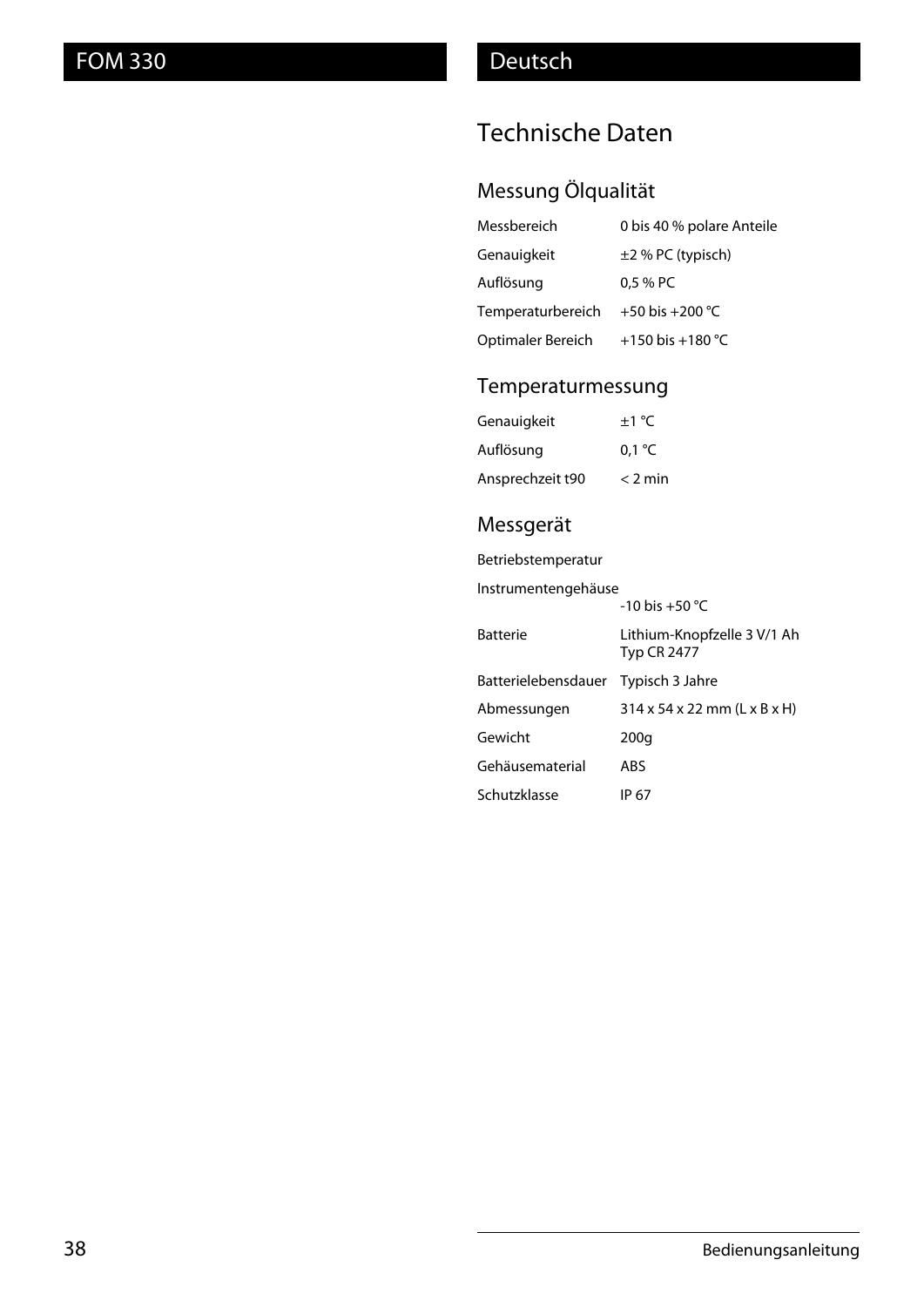# Technische Daten

## Messung Ölqualität

| | |
|---|---|
| Messbereich | 0 bis 40 % polare Anteile |
| Genauigkeit | ±2 % PC (typisch) |
| Auflösung | 0,5 % PC |
| Temperaturbereich | +50 bis +200 °C |
| Optimaler Bereich | +150 bis +180 °C |

## Temperaturmessung

| | |
|---|---|
| Genauigkeit | ±1 °C |
| Auflösung | 0,1 °C |
| Ansprechzeit t90 | < 2 min |

## Messgerät

| | |
|---|---|
| Betriebstemperatur | |
| Instrumentengehäuse | -10 bis +50 °C |
| Batterie | Lithium-Knopfzelle 3 V/1 Ah Typ CR 2477 |
| Batterielebensdauer | Typisch 3 Jahre |
| Abmessungen | 314 x 54 x 22 mm (L x B x H) |
| Gewicht | 200g |
| Gehäusematerial | ABS |
| Schutzklasse | IP 67 |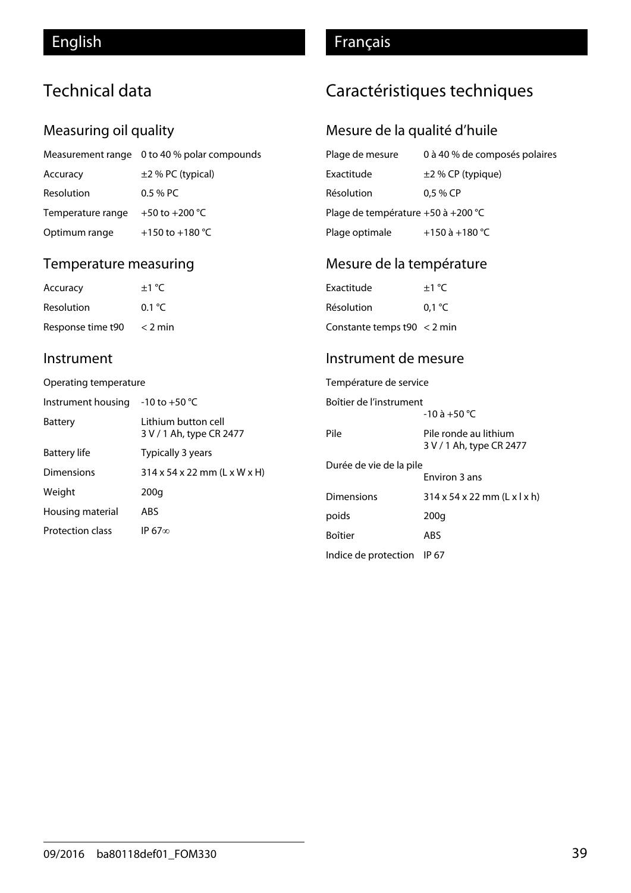## English

# Technical data

### Measuring oil quality

| | |
|---|---|
| Measurement range | 0 to 40 % polar compounds |
| Accuracy | ±2 % PC (typical) |
| Resolution | 0.5 % PC |
| Temperature range | +50 to +200 °C |
| Optimum range | +150 to +180 °C |

### Temperature measuring

| | |
|---|---|
| Accuracy | ±1 °C |
| Resolution | 0.1 °C |
| Response time t90 | < 2 min |

### Instrument

| | |
|---|---|
| Operating temperature | |
| Instrument housing | -10 to +50 °C |
| Battery | Lithium button cell<br>3 V / 1 Ah, type CR 2477 |
| Battery life | Typically 3 years |
| Dimensions | 314 x 54 x 22 mm (L x W x H) |
| Weight | 200g |
| Housing material | ABS |
| Protection class | IP 67∞ |

## Français

# Caractéristiques techniques

### Mesure de la qualité d'huile

| | |
|---|---|
| Plage de mesure | 0 à 40 % de composés polaires |
| Exactitude | ±2 % CP (typique) |
| Résolution | 0,5 % CP |
| Plage de température | +50 à +200 °C |
| Plage optimale | +150 à +180 °C |

### Mesure de la température

| | |
|---|---|
| Exactitude | ±1 °C |
| Résolution | 0,1 °C |
| Constante temps t90 | < 2 min |

### Instrument de mesure

| | |
|---|---|
| Température de service | |
| Boîtier de l'instrument | -10 à +50 °C |
| Pile | Pile ronde au lithium<br>3 V / 1 Ah, type CR 2477 |
| Durée de vie de la pile | Environ 3 ans |
| Dimensions | 314 x 54 x 22 mm (L x l x h) |
| poids | 200g |
| Boîtier | ABS |
| Indice de protection | IP 67 |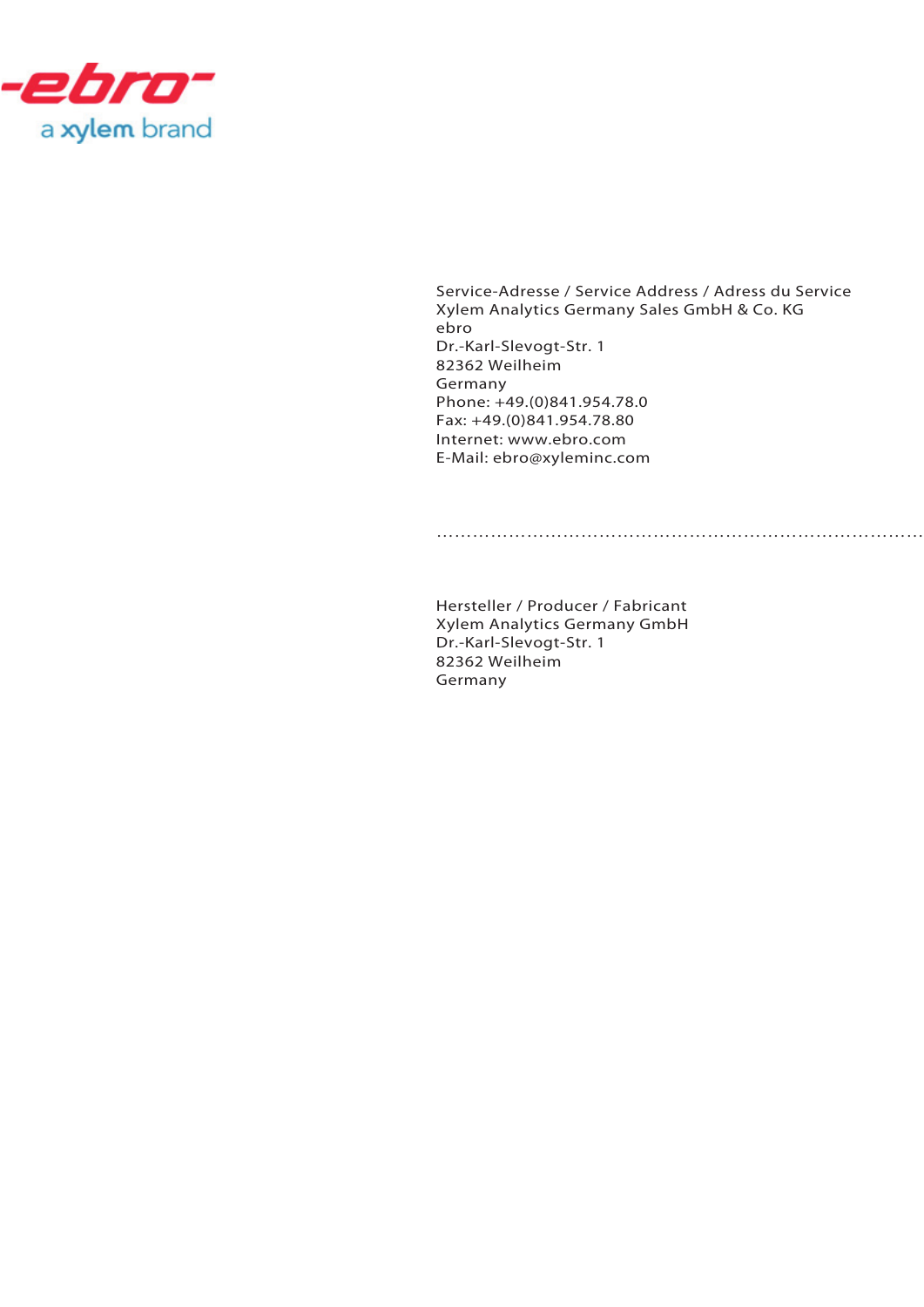-ebro-
a xylem brand

Service-Adresse / Service Address / Adress du Service
Xylem Analytics Germany Sales GmbH & Co. KG
ebro
Dr.-Karl-Slevogt-Str. 1
82362 Weilheim
Germany
Phone: +49.(0)841.954.78.0
Fax: +49.(0)841.954.78.80
Internet: www.ebro.com
E-Mail: ebro@xyleminc.com

Hersteller / Producer / Fabricant
Xylem Analytics Germany GmbH
Dr.-Karl-Slevogt-Str. 1
82362 Weilheim
Germany